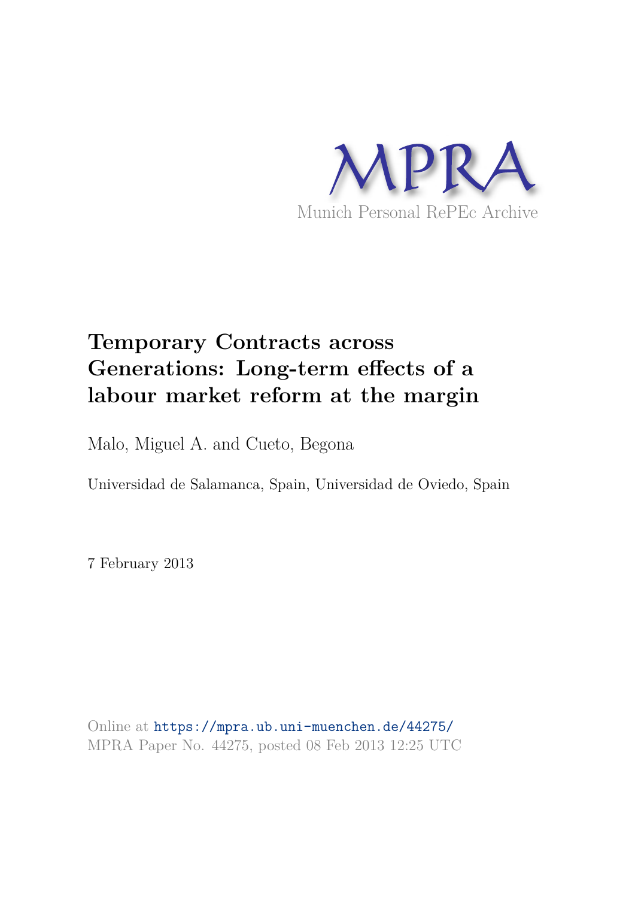MPRA

Munich Personal RePEc Archive

# Temporary Contracts across Generations: Long-term effects of a labour market reform at the margin

Malo, Miguel A. and Cueto, Begona

Universidad de Salamanca, Spain, Universidad de Oviedo, Spain

7 February 2013

Online at https://mpra.ub.uni-muenchen.de/44275/
MPRA Paper No. 44275, posted 08 Feb 2013 12:25 UTC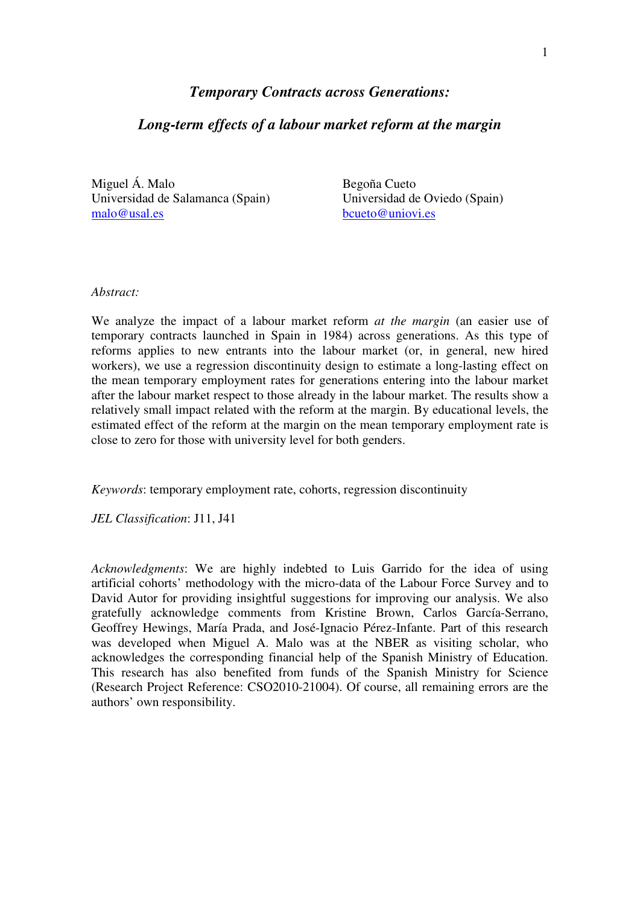# *Temporary Contracts across Generations:*

## *Long-term effects of a labour market reform at the margin*

Miguel Á. Malo
Universidad de Salamanca (Spain)
malo@usal.es

Begoña Cueto
Universidad de Oviedo (Spain)
bcueto@uniovi.es

*Abstract:*

We analyze the impact of a labour market reform *at the margin* (an easier use of temporary contracts launched in Spain in 1984) across generations. As this type of reforms applies to new entrants into the labour market (or, in general, new hired workers), we use a regression discontinuity design to estimate a long-lasting effect on the mean temporary employment rates for generations entering into the labour market after the labour market respect to those already in the labour market. The results show a relatively small impact related with the reform at the margin. By educational levels, the estimated effect of the reform at the margin on the mean temporary employment rate is close to zero for those with university level for both genders.

*Keywords*: temporary employment rate, cohorts, regression discontinuity

*JEL Classification*: J11, J41

*Acknowledgments*: We are highly indebted to Luis Garrido for the idea of using artificial cohorts' methodology with the micro-data of the Labour Force Survey and to David Autor for providing insightful suggestions for improving our analysis. We also gratefully acknowledge comments from Kristine Brown, Carlos García-Serrano, Geoffrey Hewings, María Prada, and José-Ignacio Pérez-Infante. Part of this research was developed when Miguel A. Malo was at the NBER as visiting scholar, who acknowledges the corresponding financial help of the Spanish Ministry of Education. This research has also benefited from funds of the Spanish Ministry for Science (Research Project Reference: CSO2010-21004). Of course, all remaining errors are the authors' own responsibility.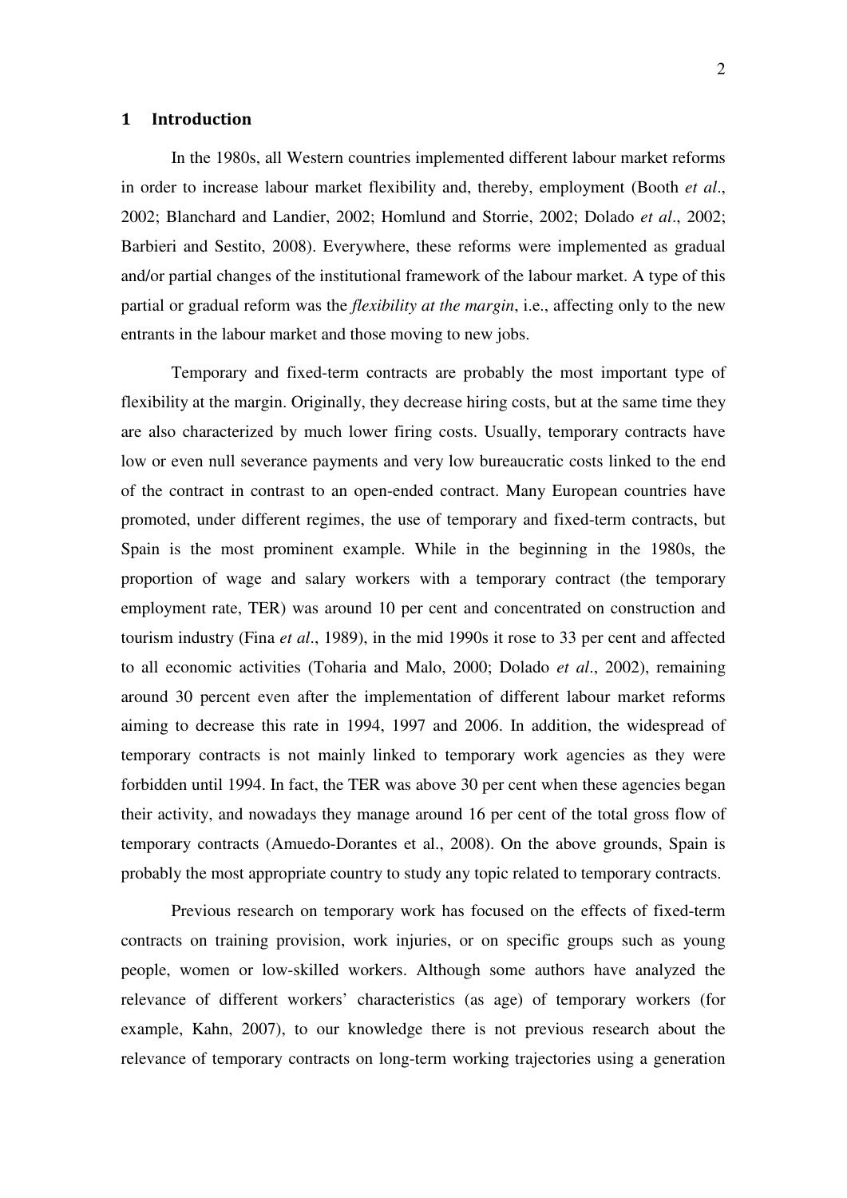# 1 Introduction

In the 1980s, all Western countries implemented different labour market reforms in order to increase labour market flexibility and, thereby, employment (Booth *et al*., 2002; Blanchard and Landier, 2002; Homlund and Storrie, 2002; Dolado *et al*., 2002; Barbieri and Sestito, 2008). Everywhere, these reforms were implemented as gradual and/or partial changes of the institutional framework of the labour market. A type of this partial or gradual reform was the *flexibility at the margin*, i.e., affecting only to the new entrants in the labour market and those moving to new jobs.

Temporary and fixed-term contracts are probably the most important type of flexibility at the margin. Originally, they decrease hiring costs, but at the same time they are also characterized by much lower firing costs. Usually, temporary contracts have low or even null severance payments and very low bureaucratic costs linked to the end of the contract in contrast to an open-ended contract. Many European countries have promoted, under different regimes, the use of temporary and fixed-term contracts, but Spain is the most prominent example. While in the beginning in the 1980s, the proportion of wage and salary workers with a temporary contract (the temporary employment rate, TER) was around 10 per cent and concentrated on construction and tourism industry (Fina *et al*., 1989), in the mid 1990s it rose to 33 per cent and affected to all economic activities (Toharia and Malo, 2000; Dolado *et al*., 2002), remaining around 30 percent even after the implementation of different labour market reforms aiming to decrease this rate in 1994, 1997 and 2006. In addition, the widespread of temporary contracts is not mainly linked to temporary work agencies as they were forbidden until 1994. In fact, the TER was above 30 per cent when these agencies began their activity, and nowadays they manage around 16 per cent of the total gross flow of temporary contracts (Amuedo-Dorantes et al., 2008). On the above grounds, Spain is probably the most appropriate country to study any topic related to temporary contracts.

Previous research on temporary work has focused on the effects of fixed-term contracts on training provision, work injuries, or on specific groups such as young people, women or low-skilled workers. Although some authors have analyzed the relevance of different workers' characteristics (as age) of temporary workers (for example, Kahn, 2007), to our knowledge there is not previous research about the relevance of temporary contracts on long-term working trajectories using a generation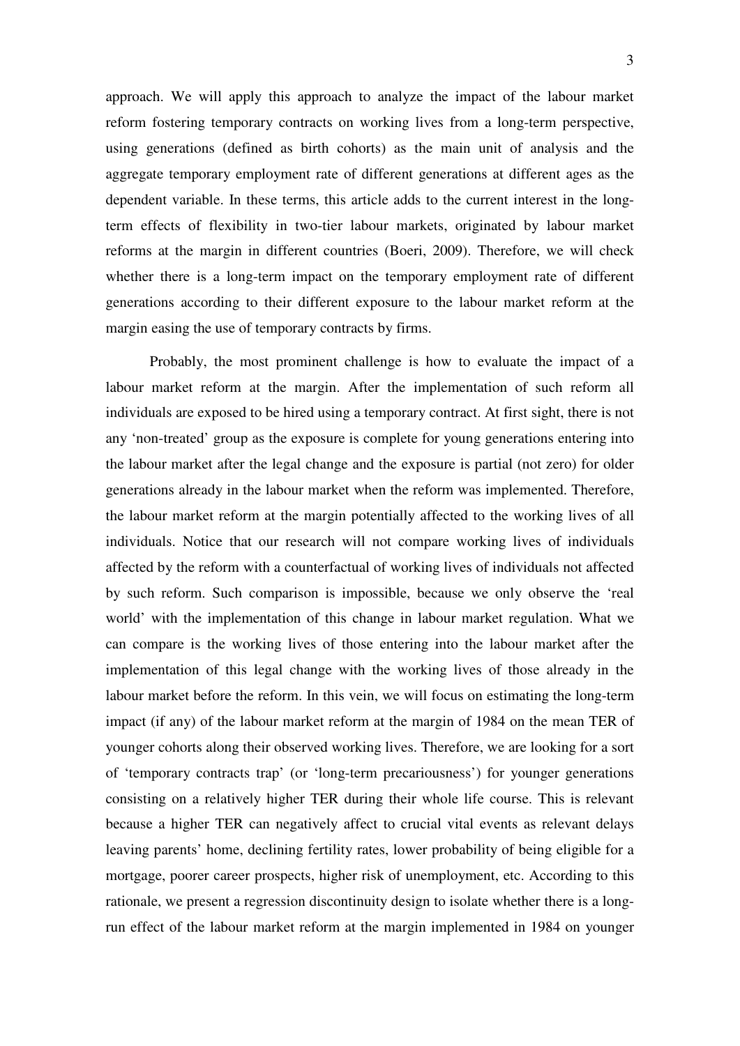approach. We will apply this approach to analyze the impact of the labour market reform fostering temporary contracts on working lives from a long-term perspective, using generations (defined as birth cohorts) as the main unit of analysis and the aggregate temporary employment rate of different generations at different ages as the dependent variable. In these terms, this article adds to the current interest in the long-term effects of flexibility in two-tier labour markets, originated by labour market reforms at the margin in different countries (Boeri, 2009). Therefore, we will check whether there is a long-term impact on the temporary employment rate of different generations according to their different exposure to the labour market reform at the margin easing the use of temporary contracts by firms.

Probably, the most prominent challenge is how to evaluate the impact of a labour market reform at the margin. After the implementation of such reform all individuals are exposed to be hired using a temporary contract. At first sight, there is not any 'non-treated' group as the exposure is complete for young generations entering into the labour market after the legal change and the exposure is partial (not zero) for older generations already in the labour market when the reform was implemented. Therefore, the labour market reform at the margin potentially affected to the working lives of all individuals. Notice that our research will not compare working lives of individuals affected by the reform with a counterfactual of working lives of individuals not affected by such reform. Such comparison is impossible, because we only observe the 'real world' with the implementation of this change in labour market regulation. What we can compare is the working lives of those entering into the labour market after the implementation of this legal change with the working lives of those already in the labour market before the reform. In this vein, we will focus on estimating the long-term impact (if any) of the labour market reform at the margin of 1984 on the mean TER of younger cohorts along their observed working lives. Therefore, we are looking for a sort of 'temporary contracts trap' (or 'long-term precariousness') for younger generations consisting on a relatively higher TER during their whole life course. This is relevant because a higher TER can negatively affect to crucial vital events as relevant delays leaving parents' home, declining fertility rates, lower probability of being eligible for a mortgage, poorer career prospects, higher risk of unemployment, etc. According to this rationale, we present a regression discontinuity design to isolate whether there is a long-run effect of the labour market reform at the margin implemented in 1984 on younger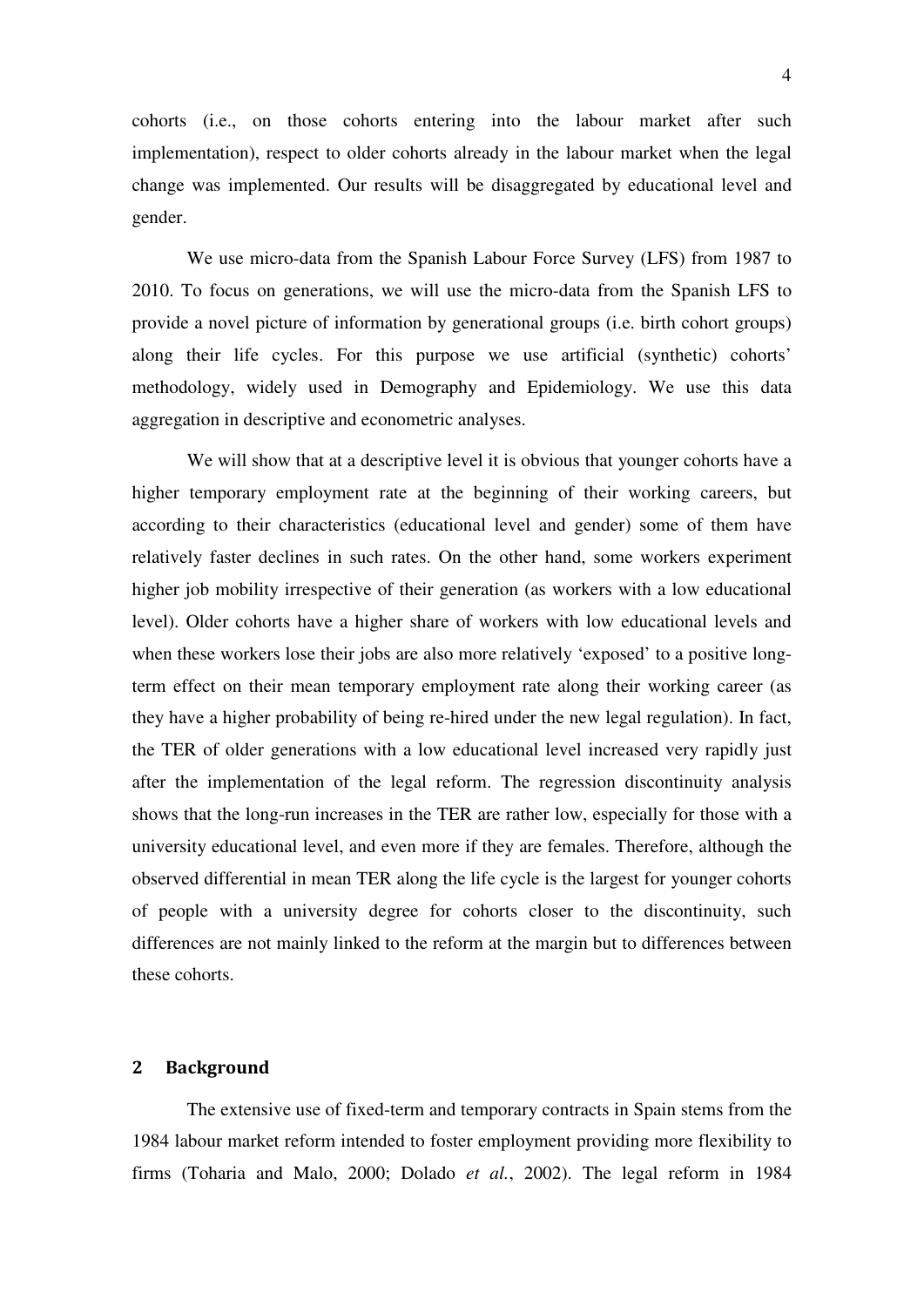cohorts (i.e., on those cohorts entering into the labour market after such implementation), respect to older cohorts already in the labour market when the legal change was implemented. Our results will be disaggregated by educational level and gender.

We use micro-data from the Spanish Labour Force Survey (LFS) from 1987 to 2010. To focus on generations, we will use the micro-data from the Spanish LFS to provide a novel picture of information by generational groups (i.e. birth cohort groups) along their life cycles. For this purpose we use artificial (synthetic) cohorts' methodology, widely used in Demography and Epidemiology. We use this data aggregation in descriptive and econometric analyses.

We will show that at a descriptive level it is obvious that younger cohorts have a higher temporary employment rate at the beginning of their working careers, but according to their characteristics (educational level and gender) some of them have relatively faster declines in such rates. On the other hand, some workers experiment higher job mobility irrespective of their generation (as workers with a low educational level). Older cohorts have a higher share of workers with low educational levels and when these workers lose their jobs are also more relatively 'exposed' to a positive long-term effect on their mean temporary employment rate along their working career (as they have a higher probability of being re-hired under the new legal regulation). In fact, the TER of older generations with a low educational level increased very rapidly just after the implementation of the legal reform. The regression discontinuity analysis shows that the long-run increases in the TER are rather low, especially for those with a university educational level, and even more if they are females. Therefore, although the observed differential in mean TER along the life cycle is the largest for younger cohorts of people with a university degree for cohorts closer to the discontinuity, such differences are not mainly linked to the reform at the margin but to differences between these cohorts.

## 2 Background

The extensive use of fixed-term and temporary contracts in Spain stems from the 1984 labour market reform intended to foster employment providing more flexibility to firms (Toharia and Malo, 2000; Dolado *et al.*, 2002). The legal reform in 1984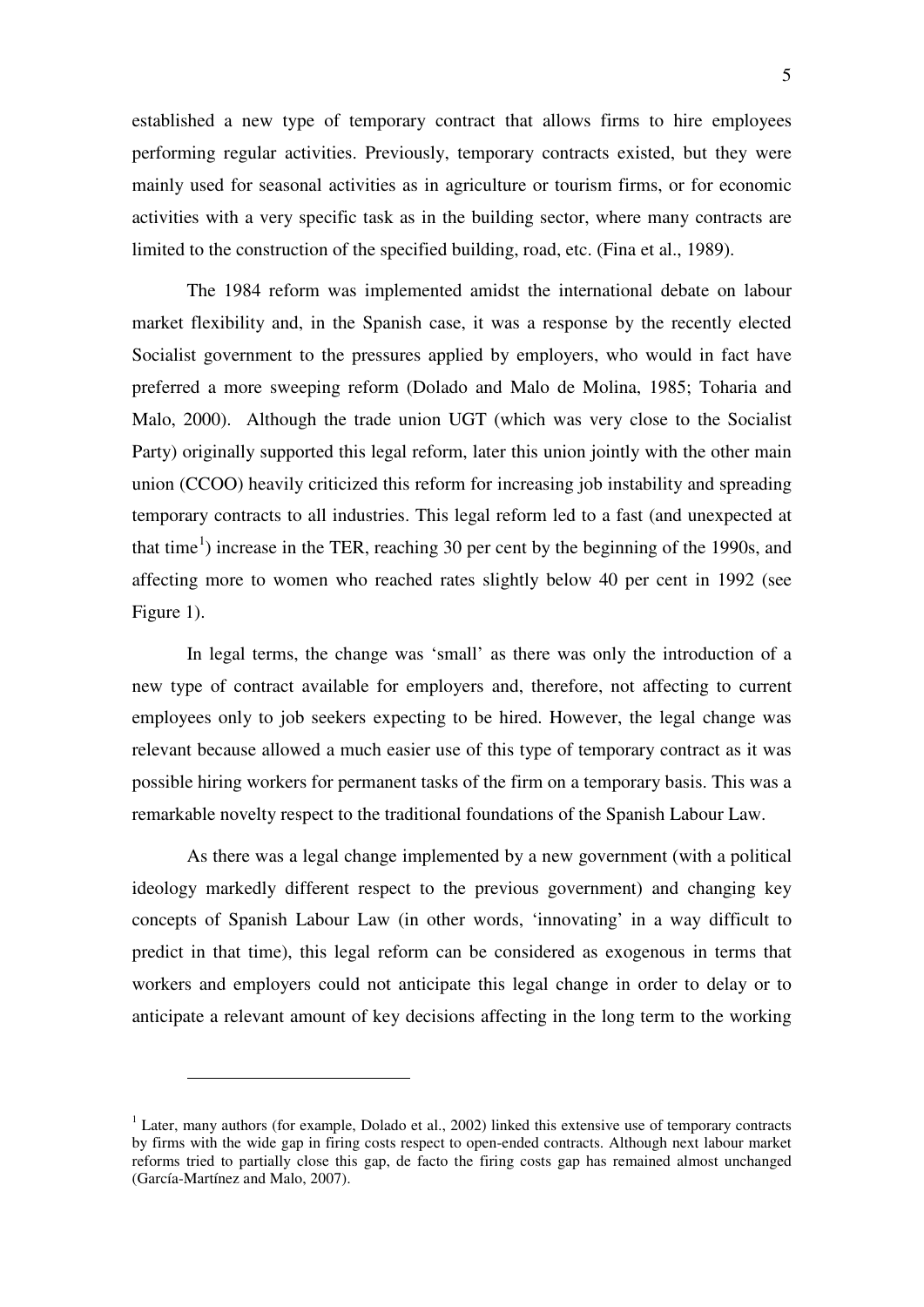established a new type of temporary contract that allows firms to hire employees performing regular activities. Previously, temporary contracts existed, but they were mainly used for seasonal activities as in agriculture or tourism firms, or for economic activities with a very specific task as in the building sector, where many contracts are limited to the construction of the specified building, road, etc. (Fina et al., 1989).

The 1984 reform was implemented amidst the international debate on labour market flexibility and, in the Spanish case, it was a response by the recently elected Socialist government to the pressures applied by employers, who would in fact have preferred a more sweeping reform (Dolado and Malo de Molina, 1985; Toharia and Malo, 2000). Although the trade union UGT (which was very close to the Socialist Party) originally supported this legal reform, later this union jointly with the other main union (CCOO) heavily criticized this reform for increasing job instability and spreading temporary contracts to all industries. This legal reform led to a fast (and unexpected at that time[1]) increase in the TER, reaching 30 per cent by the beginning of the 1990s, and affecting more to women who reached rates slightly below 40 per cent in 1992 (see Figure 1).

In legal terms, the change was 'small' as there was only the introduction of a new type of contract available for employers and, therefore, not affecting to current employees only to job seekers expecting to be hired. However, the legal change was relevant because allowed a much easier use of this type of temporary contract as it was possible hiring workers for permanent tasks of the firm on a temporary basis. This was a remarkable novelty respect to the traditional foundations of the Spanish Labour Law.

As there was a legal change implemented by a new government (with a political ideology markedly different respect to the previous government) and changing key concepts of Spanish Labour Law (in other words, 'innovating' in a way difficult to predict in that time), this legal reform can be considered as exogenous in terms that workers and employers could not anticipate this legal change in order to delay or to anticipate a relevant amount of key decisions affecting in the long term to the working

[1] Later, many authors (for example, Dolado et al., 2002) linked this extensive use of temporary contracts by firms with the wide gap in firing costs respect to open-ended contracts. Although next labour market reforms tried to partially close this gap, de facto the firing costs gap has remained almost unchanged (García-Martínez and Malo, 2007).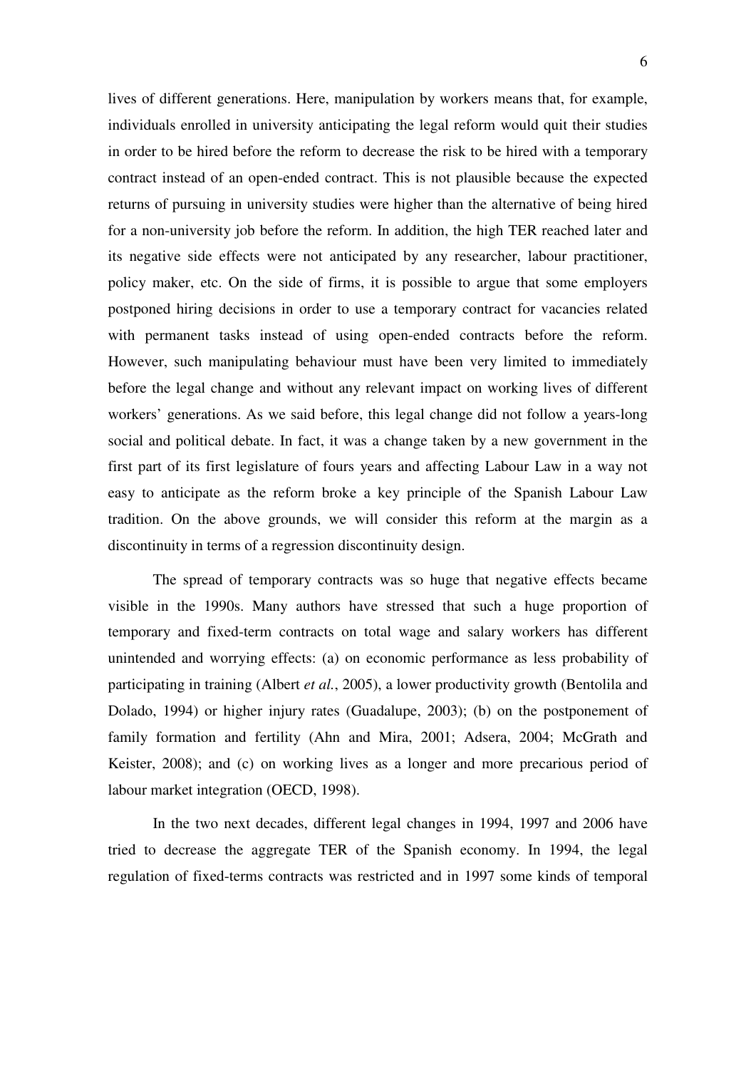lives of different generations. Here, manipulation by workers means that, for example, individuals enrolled in university anticipating the legal reform would quit their studies in order to be hired before the reform to decrease the risk to be hired with a temporary contract instead of an open-ended contract. This is not plausible because the expected returns of pursuing in university studies were higher than the alternative of being hired for a non-university job before the reform. In addition, the high TER reached later and its negative side effects were not anticipated by any researcher, labour practitioner, policy maker, etc. On the side of firms, it is possible to argue that some employers postponed hiring decisions in order to use a temporary contract for vacancies related with permanent tasks instead of using open-ended contracts before the reform. However, such manipulating behaviour must have been very limited to immediately before the legal change and without any relevant impact on working lives of different workers' generations. As we said before, this legal change did not follow a years-long social and political debate. In fact, it was a change taken by a new government in the first part of its first legislature of fours years and affecting Labour Law in a way not easy to anticipate as the reform broke a key principle of the Spanish Labour Law tradition. On the above grounds, we will consider this reform at the margin as a discontinuity in terms of a regression discontinuity design.

The spread of temporary contracts was so huge that negative effects became visible in the 1990s. Many authors have stressed that such a huge proportion of temporary and fixed-term contracts on total wage and salary workers has different unintended and worrying effects: (a) on economic performance as less probability of participating in training (Albert *et al.*, 2005), a lower productivity growth (Bentolila and Dolado, 1994) or higher injury rates (Guadalupe, 2003); (b) on the postponement of family formation and fertility (Ahn and Mira, 2001; Adsera, 2004; McGrath and Keister, 2008); and (c) on working lives as a longer and more precarious period of labour market integration (OECD, 1998).

In the two next decades, different legal changes in 1994, 1997 and 2006 have tried to decrease the aggregate TER of the Spanish economy. In 1994, the legal regulation of fixed-terms contracts was restricted and in 1997 some kinds of temporal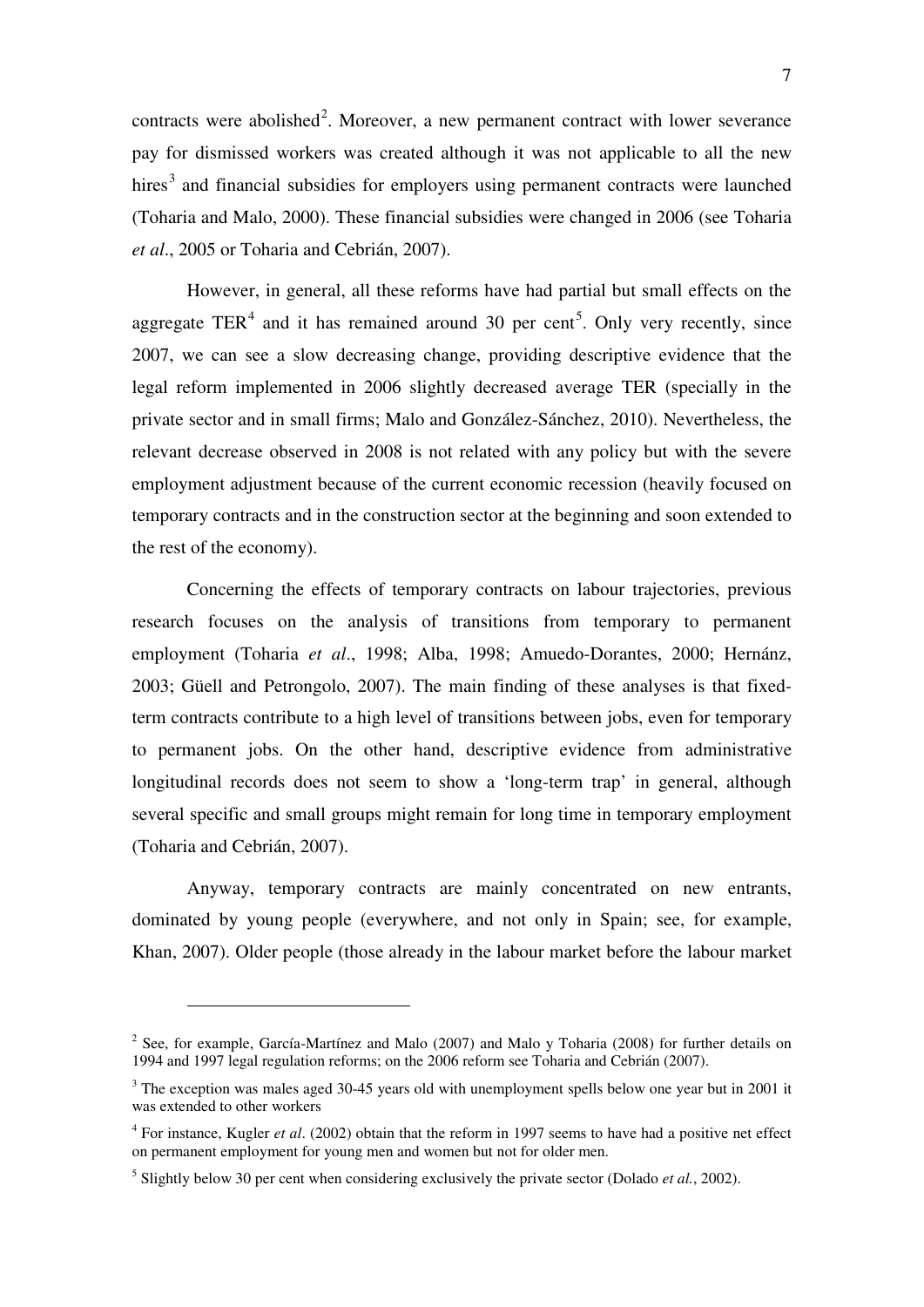contracts were abolished[2]. Moreover, a new permanent contract with lower severance pay for dismissed workers was created although it was not applicable to all the new hires[3] and financial subsidies for employers using permanent contracts were launched (Toharia and Malo, 2000). These financial subsidies were changed in 2006 (see Toharia *et al*., 2005 or Toharia and Cebrián, 2007).

However, in general, all these reforms have had partial but small effects on the aggregate TER[4] and it has remained around 30 per cent[5]. Only very recently, since 2007, we can see a slow decreasing change, providing descriptive evidence that the legal reform implemented in 2006 slightly decreased average TER (specially in the private sector and in small firms; Malo and González-Sánchez, 2010). Nevertheless, the relevant decrease observed in 2008 is not related with any policy but with the severe employment adjustment because of the current economic recession (heavily focused on temporary contracts and in the construction sector at the beginning and soon extended to the rest of the economy).

Concerning the effects of temporary contracts on labour trajectories, previous research focuses on the analysis of transitions from temporary to permanent employment (Toharia *et al*., 1998; Alba, 1998; Amuedo-Dorantes, 2000; Hernánz, 2003; Güell and Petrongolo, 2007). The main finding of these analyses is that fixed-term contracts contribute to a high level of transitions between jobs, even for temporary to permanent jobs. On the other hand, descriptive evidence from administrative longitudinal records does not seem to show a 'long-term trap' in general, although several specific and small groups might remain for long time in temporary employment (Toharia and Cebrián, 2007).

Anyway, temporary contracts are mainly concentrated on new entrants, dominated by young people (everywhere, and not only in Spain; see, for example, Khan, 2007). Older people (those already in the labour market before the labour market

---

[2] See, for example, García-Martínez and Malo (2007) and Malo y Toharia (2008) for further details on 1994 and 1997 legal regulation reforms; on the 2006 reform see Toharia and Cebrián (2007).

[3] The exception was males aged 30-45 years old with unemployment spells below one year but in 2001 it was extended to other workers

[4] For instance, Kugler *et al*. (2002) obtain that the reform in 1997 seems to have had a positive net effect on permanent employment for young men and women but not for older men.

[5] Slightly below 30 per cent when considering exclusively the private sector (Dolado *et al.*, 2002).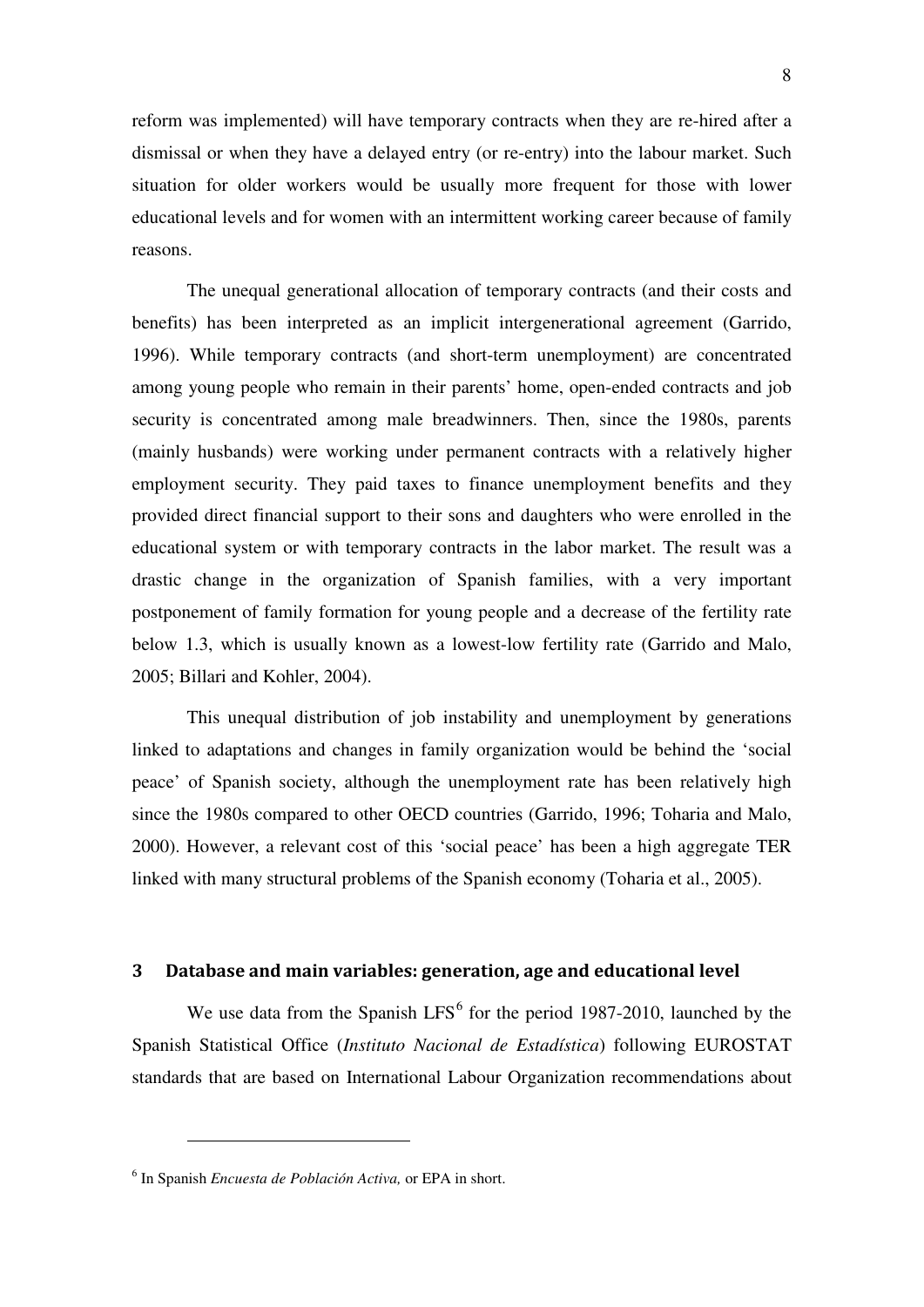reform was implemented) will have temporary contracts when they are re-hired after a dismissal or when they have a delayed entry (or re-entry) into the labour market. Such situation for older workers would be usually more frequent for those with lower educational levels and for women with an intermittent working career because of family reasons.

The unequal generational allocation of temporary contracts (and their costs and benefits) has been interpreted as an implicit intergenerational agreement (Garrido, 1996). While temporary contracts (and short-term unemployment) are concentrated among young people who remain in their parents' home, open-ended contracts and job security is concentrated among male breadwinners. Then, since the 1980s, parents (mainly husbands) were working under permanent contracts with a relatively higher employment security. They paid taxes to finance unemployment benefits and they provided direct financial support to their sons and daughters who were enrolled in the educational system or with temporary contracts in the labor market. The result was a drastic change in the organization of Spanish families, with a very important postponement of family formation for young people and a decrease of the fertility rate below 1.3, which is usually known as a lowest-low fertility rate (Garrido and Malo, 2005; Billari and Kohler, 2004).

This unequal distribution of job instability and unemployment by generations linked to adaptations and changes in family organization would be behind the 'social peace' of Spanish society, although the unemployment rate has been relatively high since the 1980s compared to other OECD countries (Garrido, 1996; Toharia and Malo, 2000). However, a relevant cost of this 'social peace' has been a high aggregate TER linked with many structural problems of the Spanish economy (Toharia et al., 2005).

## 3 Database and main variables: generation, age and educational level

We use data from the Spanish LFS[6] for the period 1987-2010, launched by the Spanish Statistical Office (*Instituto Nacional de Estadística*) following EUROSTAT standards that are based on International Labour Organization recommendations about

---

[6] In Spanish *Encuesta de Población Activa,* or EPA in short.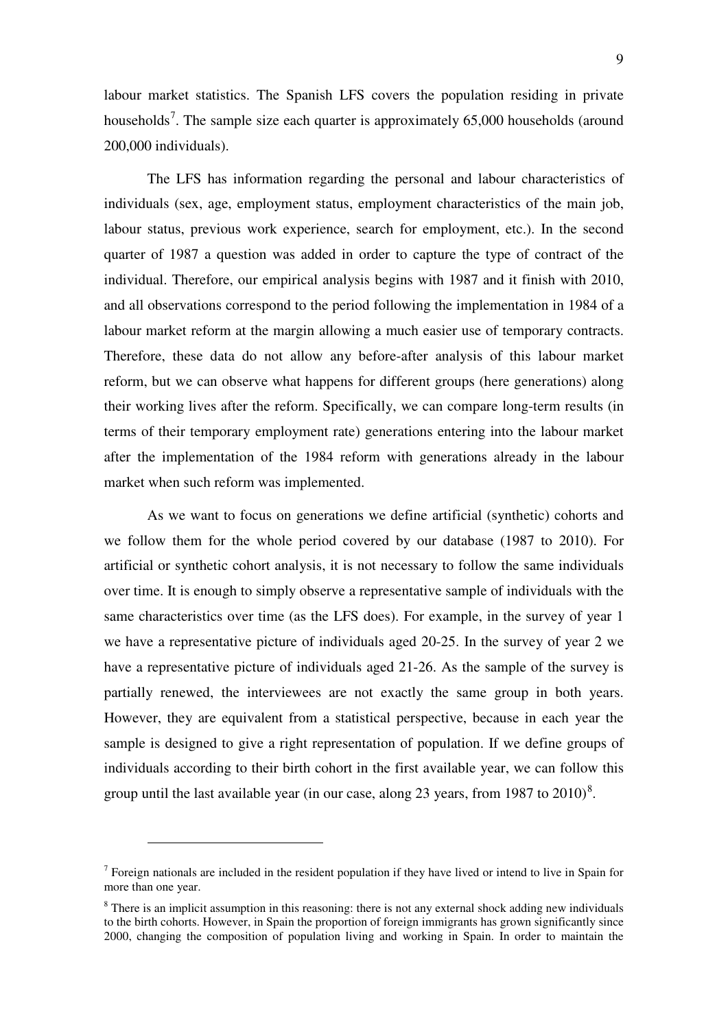labour market statistics. The Spanish LFS covers the population residing in private households[7]. The sample size each quarter is approximately 65,000 households (around 200,000 individuals).

The LFS has information regarding the personal and labour characteristics of individuals (sex, age, employment status, employment characteristics of the main job, labour status, previous work experience, search for employment, etc.). In the second quarter of 1987 a question was added in order to capture the type of contract of the individual. Therefore, our empirical analysis begins with 1987 and it finish with 2010, and all observations correspond to the period following the implementation in 1984 of a labour market reform at the margin allowing a much easier use of temporary contracts. Therefore, these data do not allow any before-after analysis of this labour market reform, but we can observe what happens for different groups (here generations) along their working lives after the reform. Specifically, we can compare long-term results (in terms of their temporary employment rate) generations entering into the labour market after the implementation of the 1984 reform with generations already in the labour market when such reform was implemented.

As we want to focus on generations we define artificial (synthetic) cohorts and we follow them for the whole period covered by our database (1987 to 2010). For artificial or synthetic cohort analysis, it is not necessary to follow the same individuals over time. It is enough to simply observe a representative sample of individuals with the same characteristics over time (as the LFS does). For example, in the survey of year 1 we have a representative picture of individuals aged 20-25. In the survey of year 2 we have a representative picture of individuals aged 21-26. As the sample of the survey is partially renewed, the interviewees are not exactly the same group in both years. However, they are equivalent from a statistical perspective, because in each year the sample is designed to give a right representation of population. If we define groups of individuals according to their birth cohort in the first available year, we can follow this group until the last available year (in our case, along 23 years, from 1987 to 2010)[8].

---

[7] Foreign nationals are included in the resident population if they have lived or intend to live in Spain for more than one year.

[8] There is an implicit assumption in this reasoning: there is not any external shock adding new individuals to the birth cohorts. However, in Spain the proportion of foreign immigrants has grown significantly since 2000, changing the composition of population living and working in Spain. In order to maintain the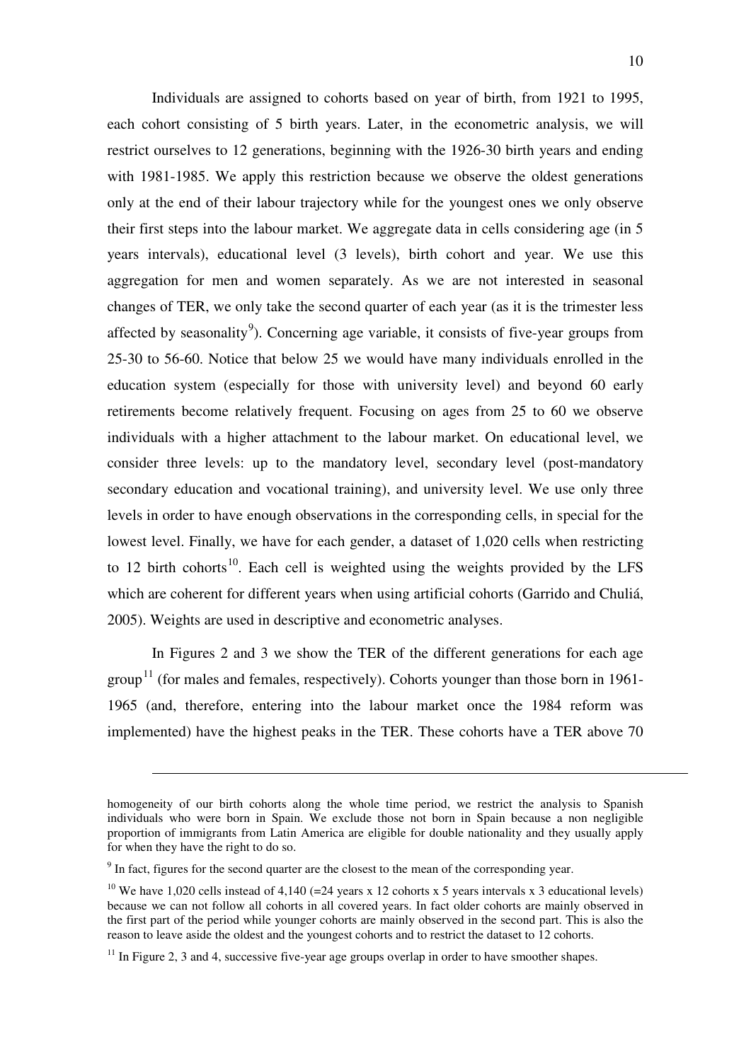Individuals are assigned to cohorts based on year of birth, from 1921 to 1995, each cohort consisting of 5 birth years. Later, in the econometric analysis, we will restrict ourselves to 12 generations, beginning with the 1926-30 birth years and ending with 1981-1985. We apply this restriction because we observe the oldest generations only at the end of their labour trajectory while for the youngest ones we only observe their first steps into the labour market. We aggregate data in cells considering age (in 5 years intervals), educational level (3 levels), birth cohort and year. We use this aggregation for men and women separately. As we are not interested in seasonal changes of TER, we only take the second quarter of each year (as it is the trimester less affected by seasonality[9]). Concerning age variable, it consists of five-year groups from 25-30 to 56-60. Notice that below 25 we would have many individuals enrolled in the education system (especially for those with university level) and beyond 60 early retirements become relatively frequent. Focusing on ages from 25 to 60 we observe individuals with a higher attachment to the labour market. On educational level, we consider three levels: up to the mandatory level, secondary level (post-mandatory secondary education and vocational training), and university level. We use only three levels in order to have enough observations in the corresponding cells, in special for the lowest level. Finally, we have for each gender, a dataset of 1,020 cells when restricting to 12 birth cohorts[10]. Each cell is weighted using the weights provided by the LFS which are coherent for different years when using artificial cohorts (Garrido and Chuliá, 2005). Weights are used in descriptive and econometric analyses.

In Figures 2 and 3 we show the TER of the different generations for each age group[11] (for males and females, respectively). Cohorts younger than those born in 1961-1965 (and, therefore, entering into the labour market once the 1984 reform was implemented) have the highest peaks in the TER. These cohorts have a TER above 70

---

homogeneity of our birth cohorts along the whole time period, we restrict the analysis to Spanish individuals who were born in Spain. We exclude those not born in Spain because a non negligible proportion of immigrants from Latin America are eligible for double nationality and they usually apply for when they have the right to do so.

[9] In fact, figures for the second quarter are the closest to the mean of the corresponding year.

[10] We have 1,020 cells instead of 4,140 (=24 years x 12 cohorts x 5 years intervals x 3 educational levels) because we can not follow all cohorts in all covered years. In fact older cohorts are mainly observed in the first part of the period while younger cohorts are mainly observed in the second part. This is also the reason to leave aside the oldest and the youngest cohorts and to restrict the dataset to 12 cohorts.

[11] In Figure 2, 3 and 4, successive five-year age groups overlap in order to have smoother shapes.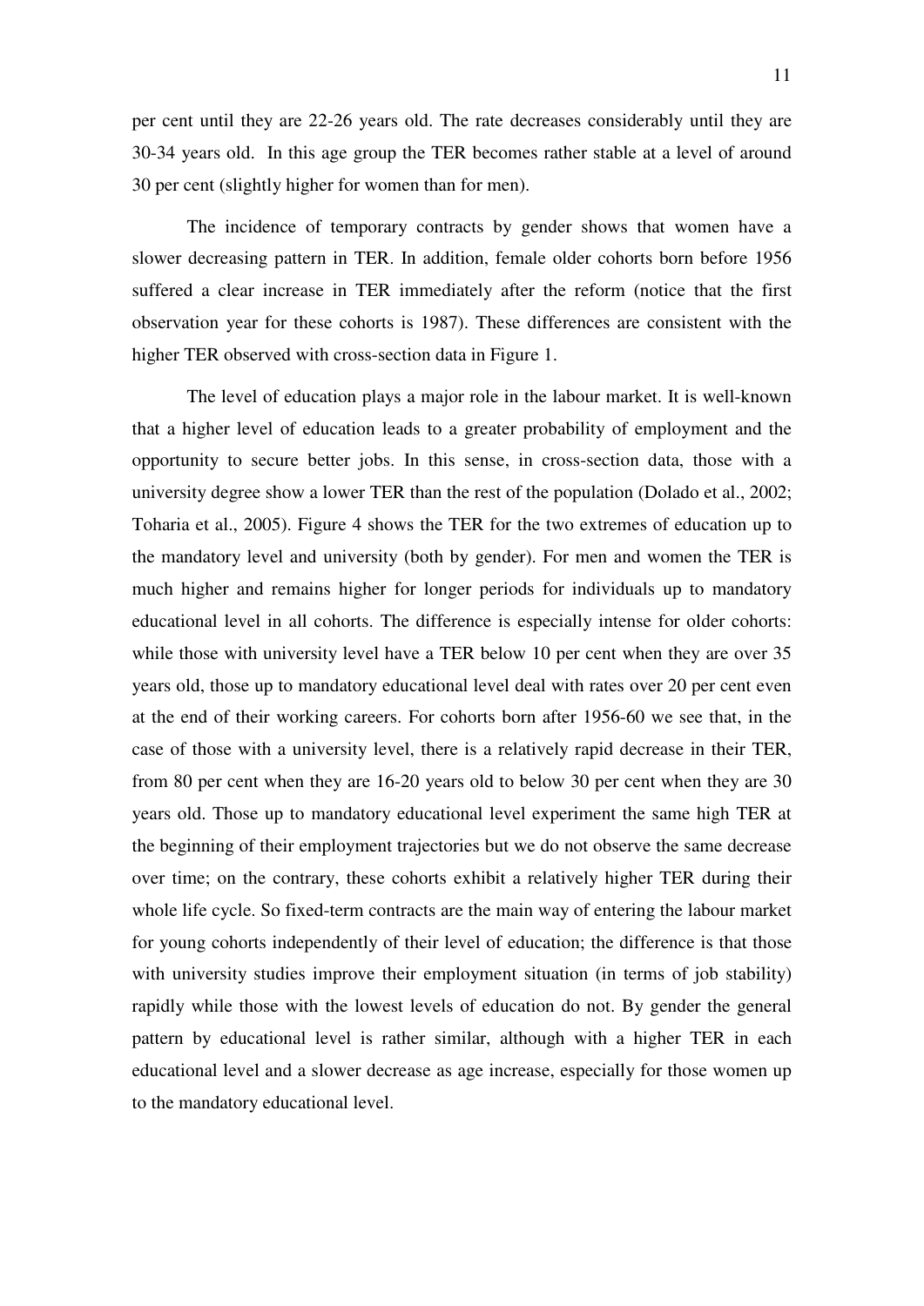per cent until they are 22-26 years old. The rate decreases considerably until they are 30-34 years old. In this age group the TER becomes rather stable at a level of around 30 per cent (slightly higher for women than for men).

The incidence of temporary contracts by gender shows that women have a slower decreasing pattern in TER. In addition, female older cohorts born before 1956 suffered a clear increase in TER immediately after the reform (notice that the first observation year for these cohorts is 1987). These differences are consistent with the higher TER observed with cross-section data in Figure 1.

The level of education plays a major role in the labour market. It is well-known that a higher level of education leads to a greater probability of employment and the opportunity to secure better jobs. In this sense, in cross-section data, those with a university degree show a lower TER than the rest of the population (Dolado et al., 2002; Toharia et al., 2005). Figure 4 shows the TER for the two extremes of education up to the mandatory level and university (both by gender). For men and women the TER is much higher and remains higher for longer periods for individuals up to mandatory educational level in all cohorts. The difference is especially intense for older cohorts: while those with university level have a TER below 10 per cent when they are over 35 years old, those up to mandatory educational level deal with rates over 20 per cent even at the end of their working careers. For cohorts born after 1956-60 we see that, in the case of those with a university level, there is a relatively rapid decrease in their TER, from 80 per cent when they are 16-20 years old to below 30 per cent when they are 30 years old. Those up to mandatory educational level experiment the same high TER at the beginning of their employment trajectories but we do not observe the same decrease over time; on the contrary, these cohorts exhibit a relatively higher TER during their whole life cycle. So fixed-term contracts are the main way of entering the labour market for young cohorts independently of their level of education; the difference is that those with university studies improve their employment situation (in terms of job stability) rapidly while those with the lowest levels of education do not. By gender the general pattern by educational level is rather similar, although with a higher TER in each educational level and a slower decrease as age increase, especially for those women up to the mandatory educational level.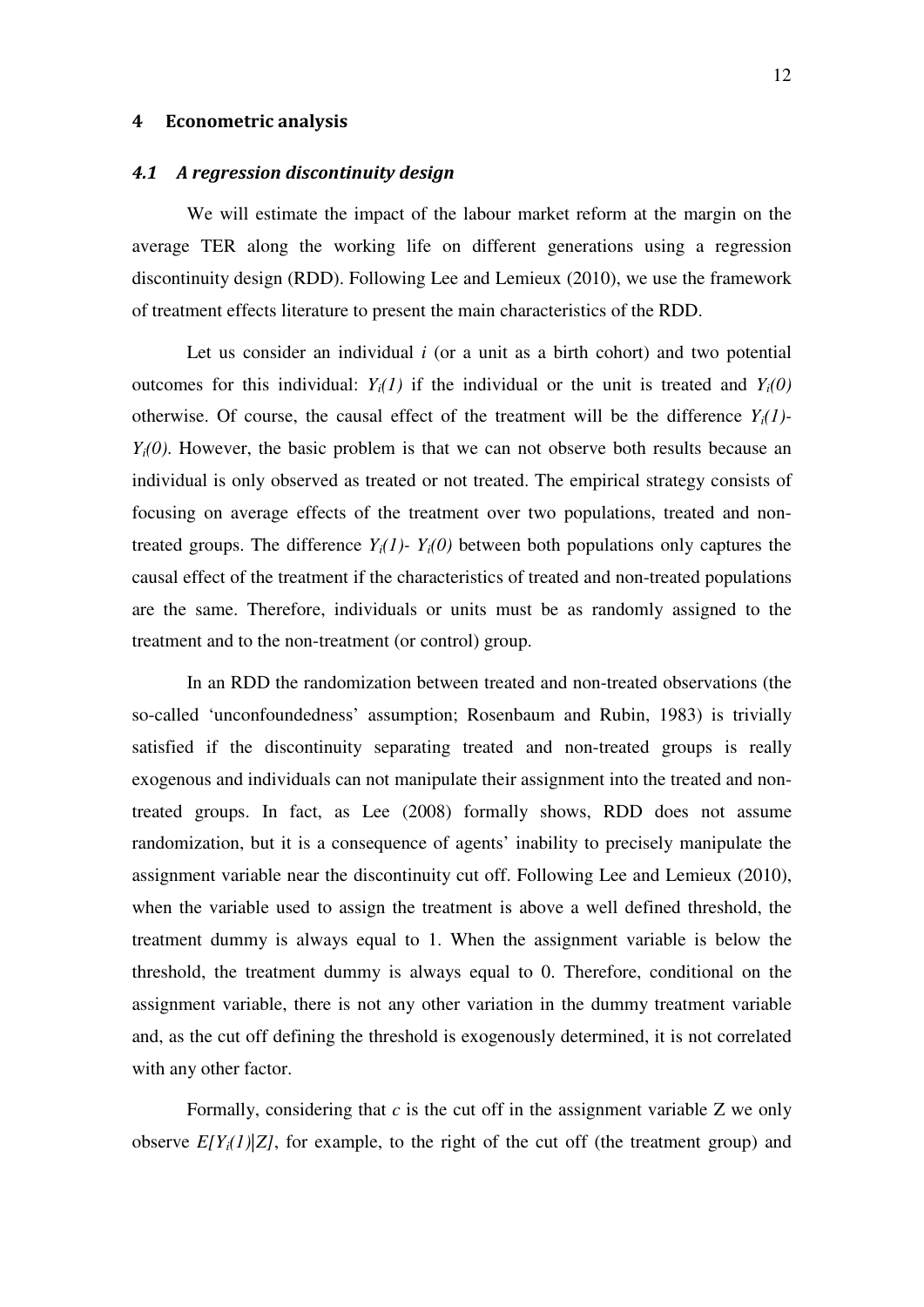## 4 Econometric analysis

### 4.1 A regression discontinuity design

We will estimate the impact of the labour market reform at the margin on the average TER along the working life on different generations using a regression discontinuity design (RDD). Following Lee and Lemieux (2010), we use the framework of treatment effects literature to present the main characteristics of the RDD.

Let us consider an individual $i$ (or a unit as a birth cohort) and two potential outcomes for this individual: $Y_i(1)$ if the individual or the unit is treated and $Y_i(0)$ otherwise. Of course, the causal effect of the treatment will be the difference $Y_i(1)$- $Y_i(0)$. However, the basic problem is that we can not observe both results because an individual is only observed as treated or not treated. The empirical strategy consists of focusing on average effects of the treatment over two populations, treated and non-treated groups. The difference $Y_i(1)$- $Y_i(0)$ between both populations only captures the causal effect of the treatment if the characteristics of treated and non-treated populations are the same. Therefore, individuals or units must be as randomly assigned to the treatment and to the non-treatment (or control) group.

In an RDD the randomization between treated and non-treated observations (the so-called 'unconfoundedness' assumption; Rosenbaum and Rubin, 1983) is trivially satisfied if the discontinuity separating treated and non-treated groups is really exogenous and individuals can not manipulate their assignment into the treated and non-treated groups. In fact, as Lee (2008) formally shows, RDD does not assume randomization, but it is a consequence of agents' inability to precisely manipulate the assignment variable near the discontinuity cut off. Following Lee and Lemieux (2010), when the variable used to assign the treatment is above a well defined threshold, the treatment dummy is always equal to 1. When the assignment variable is below the threshold, the treatment dummy is always equal to 0. Therefore, conditional on the assignment variable, there is not any other variation in the dummy treatment variable and, as the cut off defining the threshold is exogenously determined, it is not correlated with any other factor.

Formally, considering that $c$ is the cut off in the assignment variable Z we only observe $E[Y_i(1)|Z]$, for example, to the right of the cut off (the treatment group) and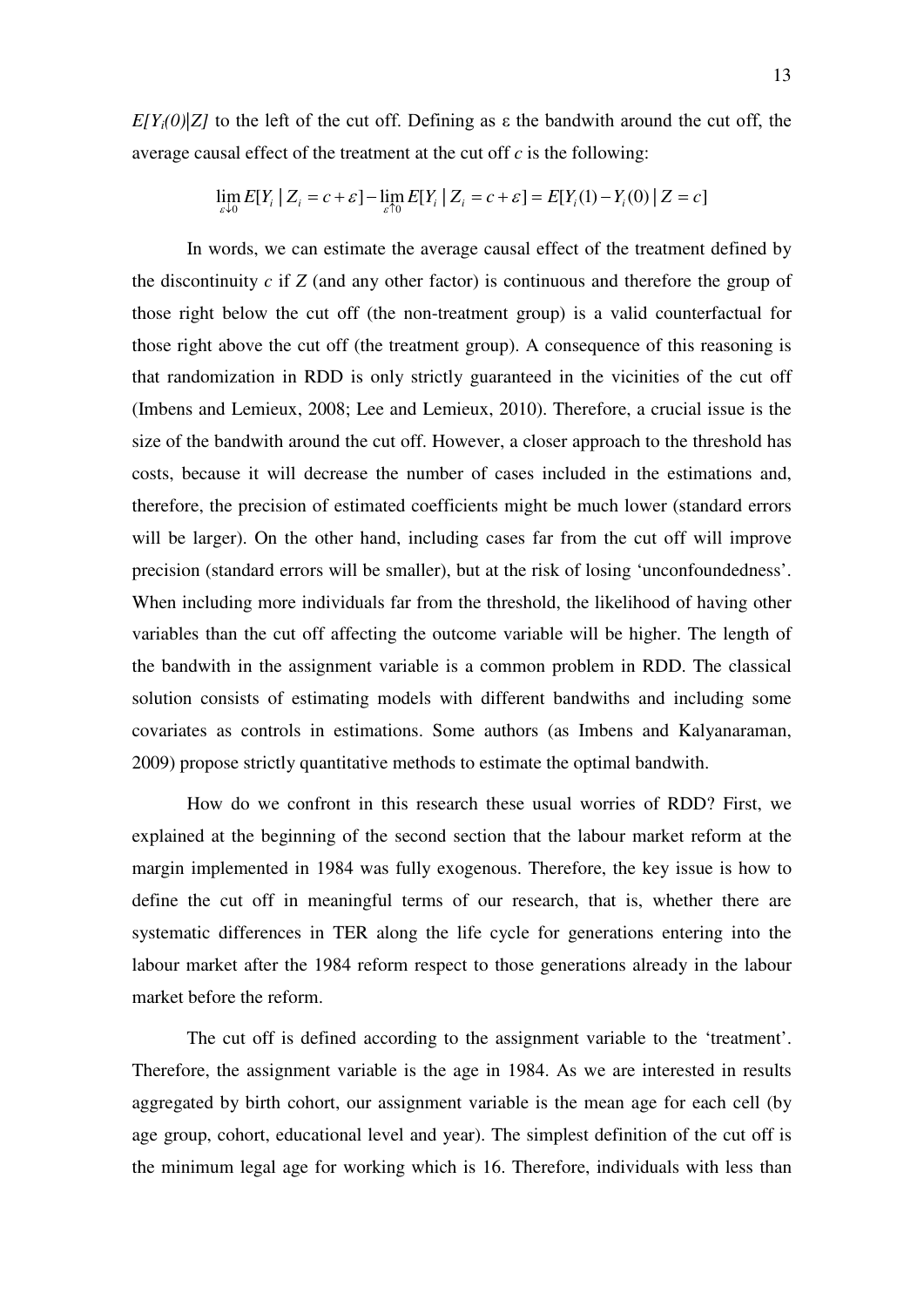$E[Y_i(0)|Z]$ to the left of the cut off. Defining as ε the bandwith around the cut off, the average causal effect of the treatment at the cut off $c$ is the following:

$$\lim_{\varepsilon \downarrow 0} E[Y_i \mid Z_i = c + \varepsilon] - \lim_{\varepsilon \uparrow 0} E[Y_i \mid Z_i = c + \varepsilon] = E[Y_i(1) - Y_i(0) \mid Z = c]$$

In words, we can estimate the average causal effect of the treatment defined by the discontinuity $c$ if $Z$ (and any other factor) is continuous and therefore the group of those right below the cut off (the non-treatment group) is a valid counterfactual for those right above the cut off (the treatment group). A consequence of this reasoning is that randomization in RDD is only strictly guaranteed in the vicinities of the cut off (Imbens and Lemieux, 2008; Lee and Lemieux, 2010). Therefore, a crucial issue is the size of the bandwith around the cut off. However, a closer approach to the threshold has costs, because it will decrease the number of cases included in the estimations and, therefore, the precision of estimated coefficients might be much lower (standard errors will be larger). On the other hand, including cases far from the cut off will improve precision (standard errors will be smaller), but at the risk of losing 'unconfoundedness'. When including more individuals far from the threshold, the likelihood of having other variables than the cut off affecting the outcome variable will be higher. The length of the bandwith in the assignment variable is a common problem in RDD. The classical solution consists of estimating models with different bandwiths and including some covariates as controls in estimations. Some authors (as Imbens and Kalyanaraman, 2009) propose strictly quantitative methods to estimate the optimal bandwith.

How do we confront in this research these usual worries of RDD? First, we explained at the beginning of the second section that the labour market reform at the margin implemented in 1984 was fully exogenous. Therefore, the key issue is how to define the cut off in meaningful terms of our research, that is, whether there are systematic differences in TER along the life cycle for generations entering into the labour market after the 1984 reform respect to those generations already in the labour market before the reform.

The cut off is defined according to the assignment variable to the 'treatment'. Therefore, the assignment variable is the age in 1984. As we are interested in results aggregated by birth cohort, our assignment variable is the mean age for each cell (by age group, cohort, educational level and year). The simplest definition of the cut off is the minimum legal age for working which is 16. Therefore, individuals with less than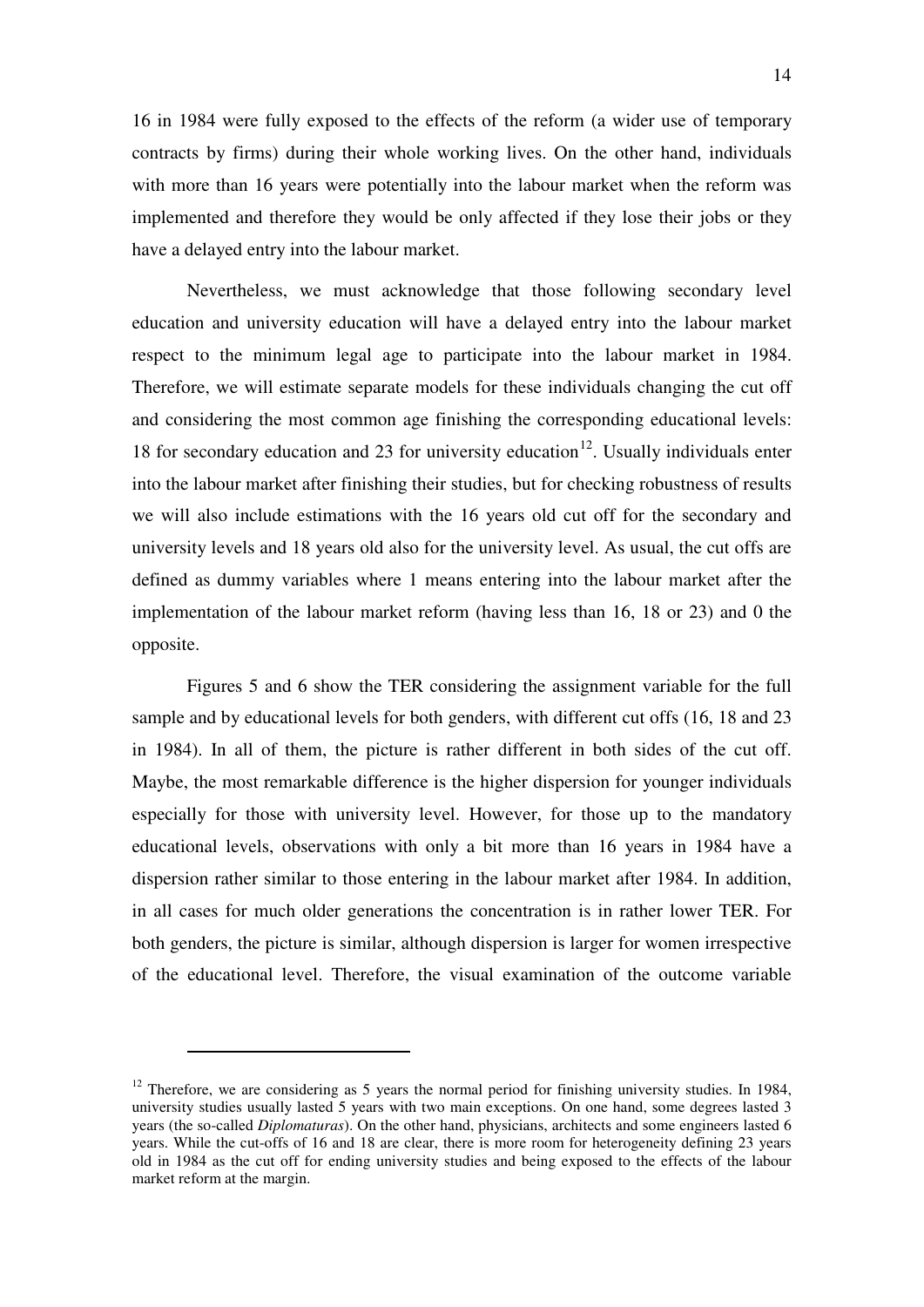16 in 1984 were fully exposed to the effects of the reform (a wider use of temporary contracts by firms) during their whole working lives. On the other hand, individuals with more than 16 years were potentially into the labour market when the reform was implemented and therefore they would be only affected if they lose their jobs or they have a delayed entry into the labour market.

Nevertheless, we must acknowledge that those following secondary level education and university education will have a delayed entry into the labour market respect to the minimum legal age to participate into the labour market in 1984. Therefore, we will estimate separate models for these individuals changing the cut off and considering the most common age finishing the corresponding educational levels: 18 for secondary education and 23 for university education[12]. Usually individuals enter into the labour market after finishing their studies, but for checking robustness of results we will also include estimations with the 16 years old cut off for the secondary and university levels and 18 years old also for the university level. As usual, the cut offs are defined as dummy variables where 1 means entering into the labour market after the implementation of the labour market reform (having less than 16, 18 or 23) and 0 the opposite.

Figures 5 and 6 show the TER considering the assignment variable for the full sample and by educational levels for both genders, with different cut offs (16, 18 and 23 in 1984). In all of them, the picture is rather different in both sides of the cut off. Maybe, the most remarkable difference is the higher dispersion for younger individuals especially for those with university level. However, for those up to the mandatory educational levels, observations with only a bit more than 16 years in 1984 have a dispersion rather similar to those entering in the labour market after 1984. In addition, in all cases for much older generations the concentration is in rather lower TER. For both genders, the picture is similar, although dispersion is larger for women irrespective of the educational level. Therefore, the visual examination of the outcome variable

---

[12] Therefore, we are considering as 5 years the normal period for finishing university studies. In 1984, university studies usually lasted 5 years with two main exceptions. On one hand, some degrees lasted 3 years (the so-called *Diplomaturas*). On the other hand, physicians, architects and some engineers lasted 6 years. While the cut-offs of 16 and 18 are clear, there is more room for heterogeneity defining 23 years old in 1984 as the cut off for ending university studies and being exposed to the effects of the labour market reform at the margin.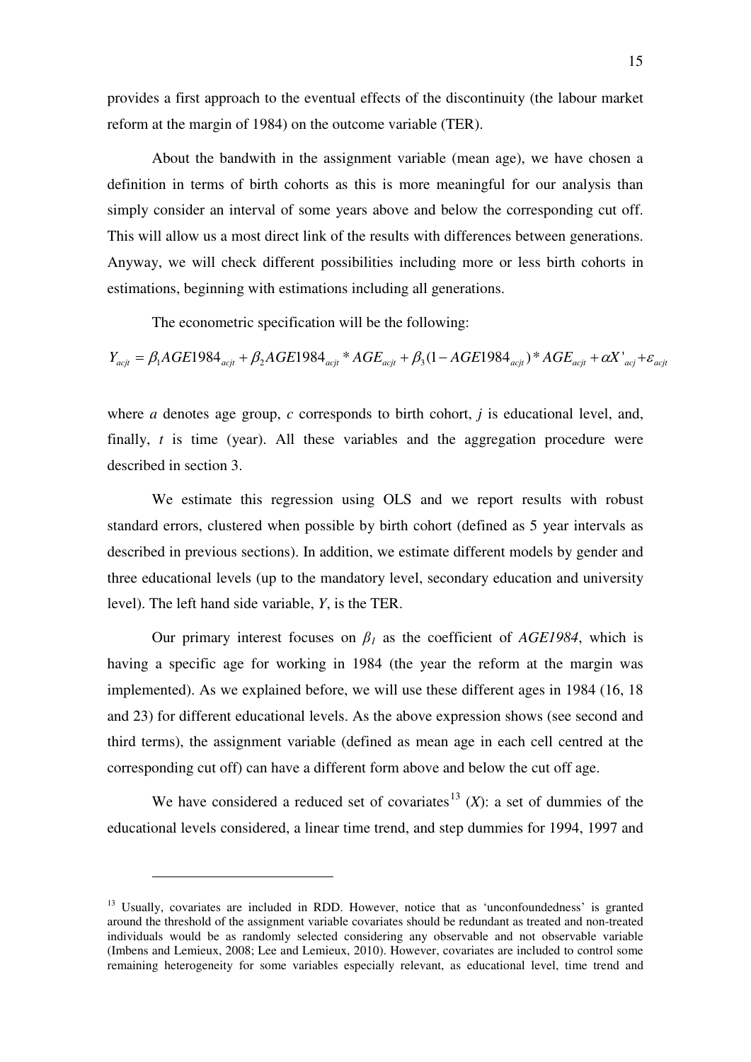provides a first approach to the eventual effects of the discontinuity (the labour market reform at the margin of 1984) on the outcome variable (TER).

About the bandwith in the assignment variable (mean age), we have chosen a definition in terms of birth cohorts as this is more meaningful for our analysis than simply consider an interval of some years above and below the corresponding cut off. This will allow us a most direct link of the results with differences between generations. Anyway, we will check different possibilities including more or less birth cohorts in estimations, beginning with estimations including all generations.

The econometric specification will be the following:

$$Y_{acjt} = \beta_1 AGE1984_{acjt} + \beta_2 AGE1984_{acjt} * AGE_{acjt} + \beta_3 (1 - AGE1984_{acjt}) * AGE_{acjt} + \alpha X'_{acj} + \varepsilon_{acjt}$$

where *a* denotes age group, *c* corresponds to birth cohort, *j* is educational level, and, finally, *t* is time (year). All these variables and the aggregation procedure were described in section 3.

We estimate this regression using OLS and we report results with robust standard errors, clustered when possible by birth cohort (defined as 5 year intervals as described in previous sections). In addition, we estimate different models by gender and three educational levels (up to the mandatory level, secondary education and university level). The left hand side variable, *Y*, is the TER.

Our primary interest focuses on $\beta_1$ as the coefficient of *AGE1984*, which is having a specific age for working in 1984 (the year the reform at the margin was implemented). As we explained before, we will use these different ages in 1984 (16, 18 and 23) for different educational levels. As the above expression shows (see second and third terms), the assignment variable (defined as mean age in each cell centred at the corresponding cut off) can have a different form above and below the cut off age.

We have considered a reduced set of covariates[13] (*X*): a set of dummies of the educational levels considered, a linear time trend, and step dummies for 1994, 1997 and

[13] Usually, covariates are included in RDD. However, notice that as 'unconfoundedness' is granted around the threshold of the assignment variable covariates should be redundant as treated and non-treated individuals would be as randomly selected considering any observable and not observable variable (Imbens and Lemieux, 2008; Lee and Lemieux, 2010). However, covariates are included to control some remaining heterogeneity for some variables especially relevant, as educational level, time trend and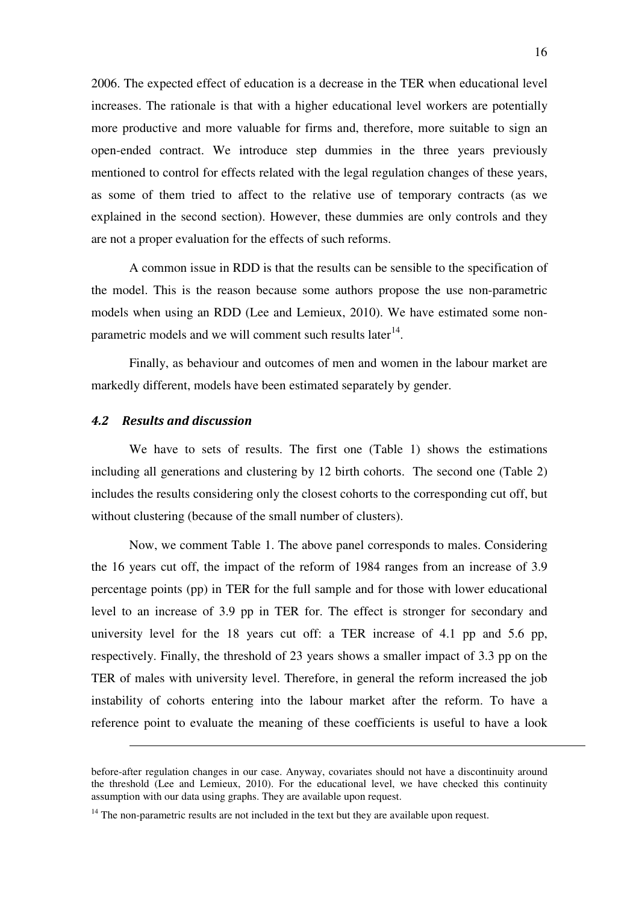2006. The expected effect of education is a decrease in the TER when educational level increases. The rationale is that with a higher educational level workers are potentially more productive and more valuable for firms and, therefore, more suitable to sign an open-ended contract. We introduce step dummies in the three years previously mentioned to control for effects related with the legal regulation changes of these years, as some of them tried to affect to the relative use of temporary contracts (as we explained in the second section). However, these dummies are only controls and they are not a proper evaluation for the effects of such reforms.

A common issue in RDD is that the results can be sensible to the specification of the model. This is the reason because some authors propose the use non-parametric models when using an RDD (Lee and Lemieux, 2010). We have estimated some non-parametric models and we will comment such results later[14].

Finally, as behaviour and outcomes of men and women in the labour market are markedly different, models have been estimated separately by gender.

### *4.2 Results and discussion*

We have to sets of results. The first one (Table 1) shows the estimations including all generations and clustering by 12 birth cohorts. The second one (Table 2) includes the results considering only the closest cohorts to the corresponding cut off, but without clustering (because of the small number of clusters).

Now, we comment Table 1. The above panel corresponds to males. Considering the 16 years cut off, the impact of the reform of 1984 ranges from an increase of 3.9 percentage points (pp) in TER for the full sample and for those with lower educational level to an increase of 3.9 pp in TER for. The effect is stronger for secondary and university level for the 18 years cut off: a TER increase of 4.1 pp and 5.6 pp, respectively. Finally, the threshold of 23 years shows a smaller impact of 3.3 pp on the TER of males with university level. Therefore, in general the reform increased the job instability of cohorts entering into the labour market after the reform. To have a reference point to evaluate the meaning of these coefficients is useful to have a look

---

before-after regulation changes in our case. Anyway, covariates should not have a discontinuity around the threshold (Lee and Lemieux, 2010). For the educational level, we have checked this continuity assumption with our data using graphs. They are available upon request.

[14] The non-parametric results are not included in the text but they are available upon request.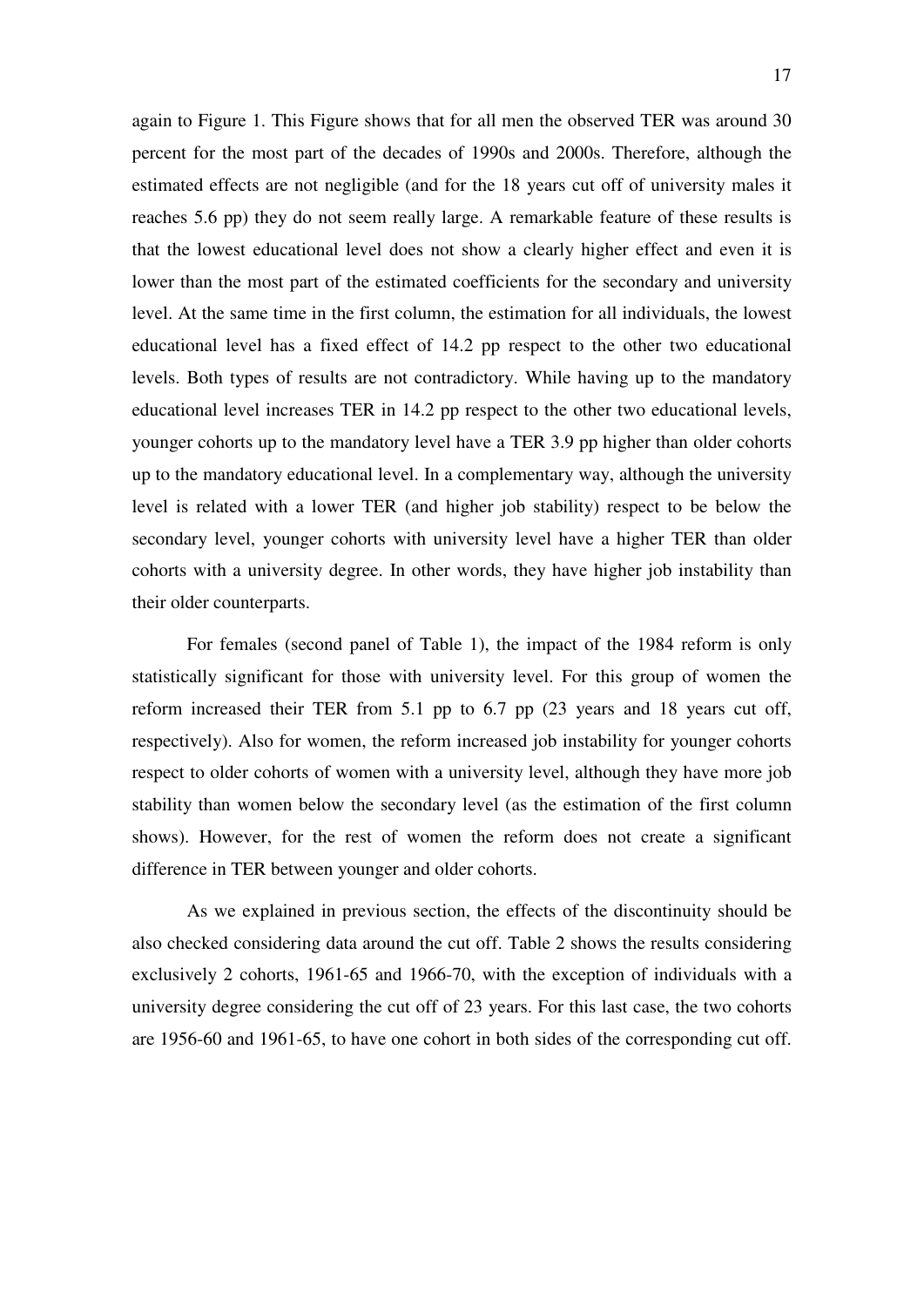again to Figure 1. This Figure shows that for all men the observed TER was around 30 percent for the most part of the decades of 1990s and 2000s. Therefore, although the estimated effects are not negligible (and for the 18 years cut off of university males it reaches 5.6 pp) they do not seem really large. A remarkable feature of these results is that the lowest educational level does not show a clearly higher effect and even it is lower than the most part of the estimated coefficients for the secondary and university level. At the same time in the first column, the estimation for all individuals, the lowest educational level has a fixed effect of 14.2 pp respect to the other two educational levels. Both types of results are not contradictory. While having up to the mandatory educational level increases TER in 14.2 pp respect to the other two educational levels, younger cohorts up to the mandatory level have a TER 3.9 pp higher than older cohorts up to the mandatory educational level. In a complementary way, although the university level is related with a lower TER (and higher job stability) respect to be below the secondary level, younger cohorts with university level have a higher TER than older cohorts with a university degree. In other words, they have higher job instability than their older counterparts.

For females (second panel of Table 1), the impact of the 1984 reform is only statistically significant for those with university level. For this group of women the reform increased their TER from 5.1 pp to 6.7 pp (23 years and 18 years cut off, respectively). Also for women, the reform increased job instability for younger cohorts respect to older cohorts of women with a university level, although they have more job stability than women below the secondary level (as the estimation of the first column shows). However, for the rest of women the reform does not create a significant difference in TER between younger and older cohorts.

As we explained in previous section, the effects of the discontinuity should be also checked considering data around the cut off. Table 2 shows the results considering exclusively 2 cohorts, 1961-65 and 1966-70, with the exception of individuals with a university degree considering the cut off of 23 years. For this last case, the two cohorts are 1956-60 and 1961-65, to have one cohort in both sides of the corresponding cut off.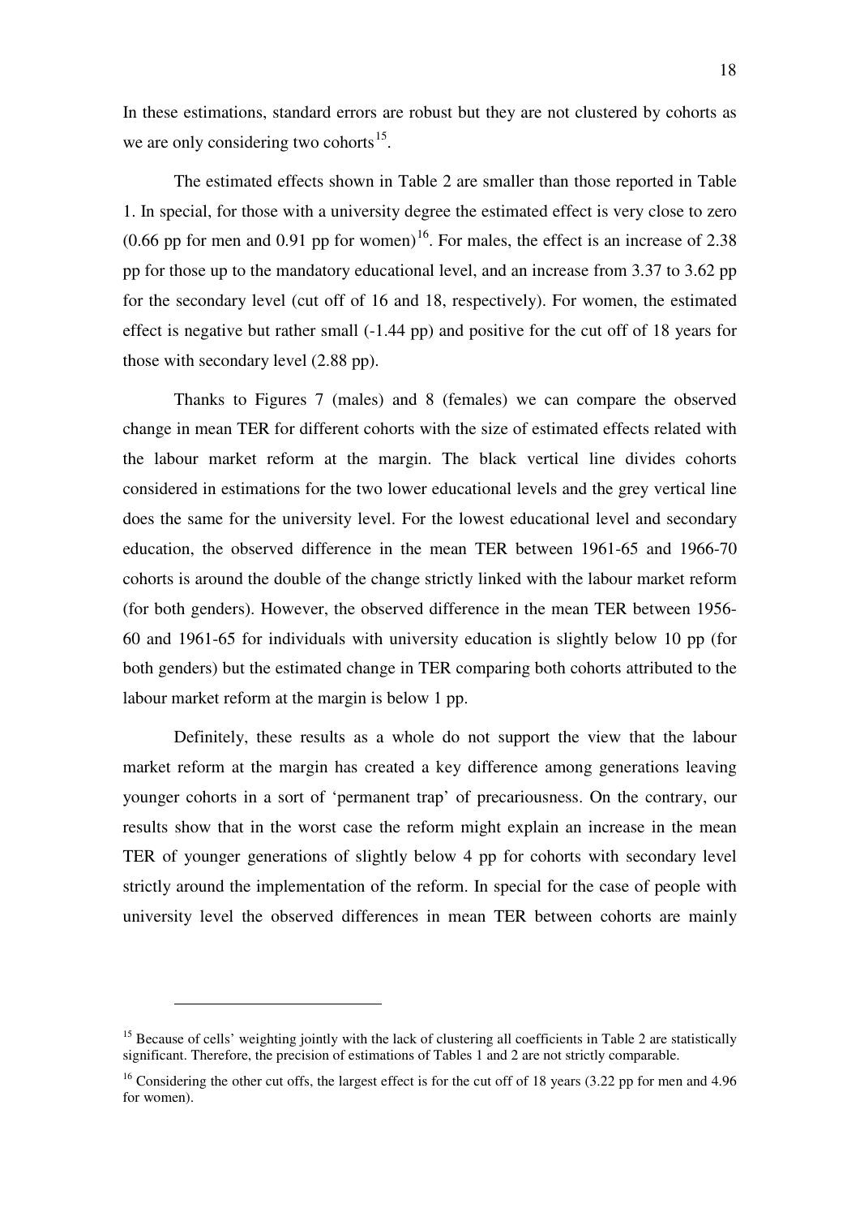In these estimations, standard errors are robust but they are not clustered by cohorts as we are only considering two cohorts[15].

The estimated effects shown in Table 2 are smaller than those reported in Table 1. In special, for those with a university degree the estimated effect is very close to zero (0.66 pp for men and 0.91 pp for women)[16]. For males, the effect is an increase of 2.38 pp for those up to the mandatory educational level, and an increase from 3.37 to 3.62 pp for the secondary level (cut off of 16 and 18, respectively). For women, the estimated effect is negative but rather small (-1.44 pp) and positive for the cut off of 18 years for those with secondary level (2.88 pp).

Thanks to Figures 7 (males) and 8 (females) we can compare the observed change in mean TER for different cohorts with the size of estimated effects related with the labour market reform at the margin. The black vertical line divides cohorts considered in estimations for the two lower educational levels and the grey vertical line does the same for the university level. For the lowest educational level and secondary education, the observed difference in the mean TER between 1961-65 and 1966-70 cohorts is around the double of the change strictly linked with the labour market reform (for both genders). However, the observed difference in the mean TER between 1956-60 and 1961-65 for individuals with university education is slightly below 10 pp (for both genders) but the estimated change in TER comparing both cohorts attributed to the labour market reform at the margin is below 1 pp.

Definitely, these results as a whole do not support the view that the labour market reform at the margin has created a key difference among generations leaving younger cohorts in a sort of 'permanent trap' of precariousness. On the contrary, our results show that in the worst case the reform might explain an increase in the mean TER of younger generations of slightly below 4 pp for cohorts with secondary level strictly around the implementation of the reform. In special for the case of people with university level the observed differences in mean TER between cohorts are mainly

---

[15] Because of cells' weighting jointly with the lack of clustering all coefficients in Table 2 are statistically significant. Therefore, the precision of estimations of Tables 1 and 2 are not strictly comparable.

[16] Considering the other cut offs, the largest effect is for the cut off of 18 years (3.22 pp for men and 4.96 for women).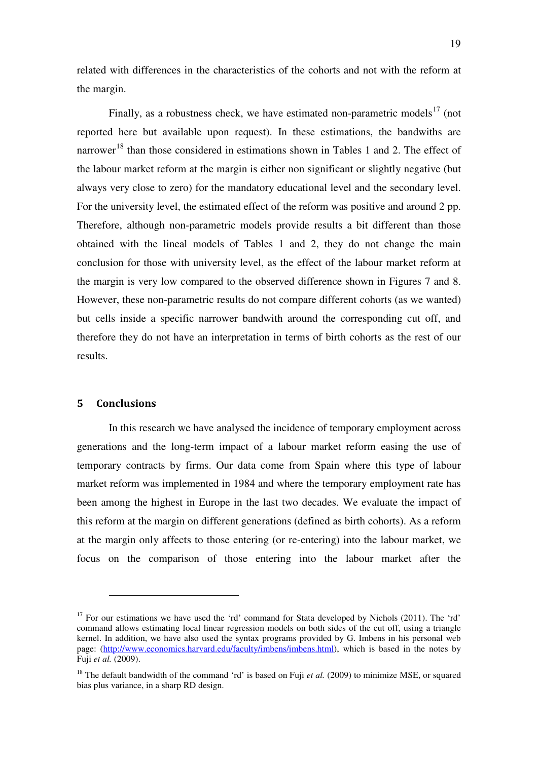related with differences in the characteristics of the cohorts and not with the reform at the margin.

Finally, as a robustness check, we have estimated non-parametric models[17] (not reported here but available upon request). In these estimations, the bandwiths are narrower[18] than those considered in estimations shown in Tables 1 and 2. The effect of the labour market reform at the margin is either non significant or slightly negative (but always very close to zero) for the mandatory educational level and the secondary level. For the university level, the estimated effect of the reform was positive and around 2 pp. Therefore, although non-parametric models provide results a bit different than those obtained with the lineal models of Tables 1 and 2, they do not change the main conclusion for those with university level, as the effect of the labour market reform at the margin is very low compared to the observed difference shown in Figures 7 and 8. However, these non-parametric results do not compare different cohorts (as we wanted) but cells inside a specific narrower bandwith around the corresponding cut off, and therefore they do not have an interpretation in terms of birth cohorts as the rest of our results.

## 5 Conclusions

In this research we have analysed the incidence of temporary employment across generations and the long-term impact of a labour market reform easing the use of temporary contracts by firms. Our data come from Spain where this type of labour market reform was implemented in 1984 and where the temporary employment rate has been among the highest in Europe in the last two decades. We evaluate the impact of this reform at the margin on different generations (defined as birth cohorts). As a reform at the margin only affects to those entering (or re-entering) into the labour market, we focus on the comparison of those entering into the labour market after the

---

[17] For our estimations we have used the 'rd' command for Stata developed by Nichols (2011). The 'rd' command allows estimating local linear regression models on both sides of the cut off, using a triangle kernel. In addition, we have also used the syntax programs provided by G. Imbens in his personal web page: (http://www.economics.harvard.edu/faculty/imbens/imbens.html), which is based in the notes by Fuji *et al.* (2009).

[18] The default bandwidth of the command 'rd' is based on Fuji *et al.* (2009) to minimize MSE, or squared bias plus variance, in a sharp RD design.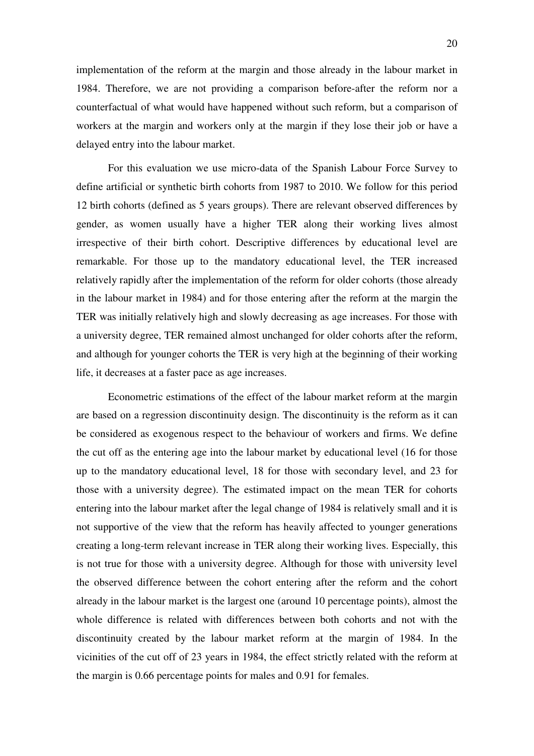implementation of the reform at the margin and those already in the labour market in 1984. Therefore, we are not providing a comparison before-after the reform nor a counterfactual of what would have happened without such reform, but a comparison of workers at the margin and workers only at the margin if they lose their job or have a delayed entry into the labour market.

For this evaluation we use micro-data of the Spanish Labour Force Survey to define artificial or synthetic birth cohorts from 1987 to 2010. We follow for this period 12 birth cohorts (defined as 5 years groups). There are relevant observed differences by gender, as women usually have a higher TER along their working lives almost irrespective of their birth cohort. Descriptive differences by educational level are remarkable. For those up to the mandatory educational level, the TER increased relatively rapidly after the implementation of the reform for older cohorts (those already in the labour market in 1984) and for those entering after the reform at the margin the TER was initially relatively high and slowly decreasing as age increases. For those with a university degree, TER remained almost unchanged for older cohorts after the reform, and although for younger cohorts the TER is very high at the beginning of their working life, it decreases at a faster pace as age increases.

Econometric estimations of the effect of the labour market reform at the margin are based on a regression discontinuity design. The discontinuity is the reform as it can be considered as exogenous respect to the behaviour of workers and firms. We define the cut off as the entering age into the labour market by educational level (16 for those up to the mandatory educational level, 18 for those with secondary level, and 23 for those with a university degree). The estimated impact on the mean TER for cohorts entering into the labour market after the legal change of 1984 is relatively small and it is not supportive of the view that the reform has heavily affected to younger generations creating a long-term relevant increase in TER along their working lives. Especially, this is not true for those with a university degree. Although for those with university level the observed difference between the cohort entering after the reform and the cohort already in the labour market is the largest one (around 10 percentage points), almost the whole difference is related with differences between both cohorts and not with the discontinuity created by the labour market reform at the margin of 1984. In the vicinities of the cut off of 23 years in 1984, the effect strictly related with the reform at the margin is 0.66 percentage points for males and 0.91 for females.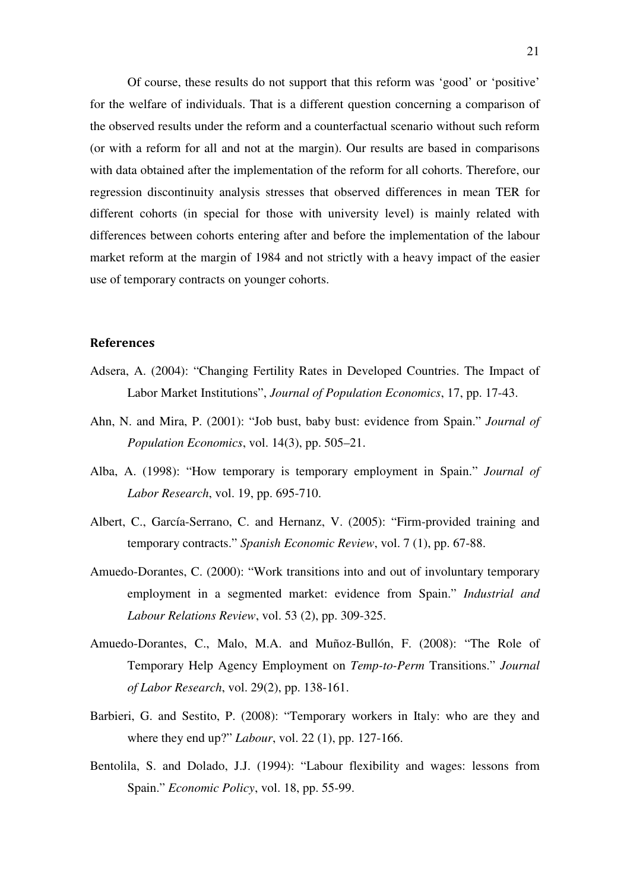Of course, these results do not support that this reform was 'good' or 'positive' for the welfare of individuals. That is a different question concerning a comparison of the observed results under the reform and a counterfactual scenario without such reform (or with a reform for all and not at the margin). Our results are based in comparisons with data obtained after the implementation of the reform for all cohorts. Therefore, our regression discontinuity analysis stresses that observed differences in mean TER for different cohorts (in special for those with university level) is mainly related with differences between cohorts entering after and before the implementation of the labour market reform at the margin of 1984 and not strictly with a heavy impact of the easier use of temporary contracts on younger cohorts.

## References

Adsera, A. (2004): "Changing Fertility Rates in Developed Countries. The Impact of Labor Market Institutions", *Journal of Population Economics*, 17, pp. 17-43.

Ahn, N. and Mira, P. (2001): "Job bust, baby bust: evidence from Spain." *Journal of Population Economics*, vol. 14(3), pp. 505–21.

Alba, A. (1998): "How temporary is temporary employment in Spain." *Journal of Labor Research*, vol. 19, pp. 695-710.

Albert, C., García-Serrano, C. and Hernanz, V. (2005): "Firm-provided training and temporary contracts." *Spanish Economic Review*, vol. 7 (1), pp. 67-88.

Amuedo-Dorantes, C. (2000): "Work transitions into and out of involuntary temporary employment in a segmented market: evidence from Spain." *Industrial and Labour Relations Review*, vol. 53 (2), pp. 309-325.

Amuedo-Dorantes, C., Malo, M.A. and Muñoz-Bullón, F. (2008): "The Role of Temporary Help Agency Employment on *Temp-to-Perm* Transitions." *Journal of Labor Research*, vol. 29(2), pp. 138-161.

Barbieri, G. and Sestito, P. (2008): "Temporary workers in Italy: who are they and where they end up?" *Labour*, vol. 22 (1), pp. 127-166.

Bentolila, S. and Dolado, J.J. (1994): "Labour flexibility and wages: lessons from Spain." *Economic Policy*, vol. 18, pp. 55-99.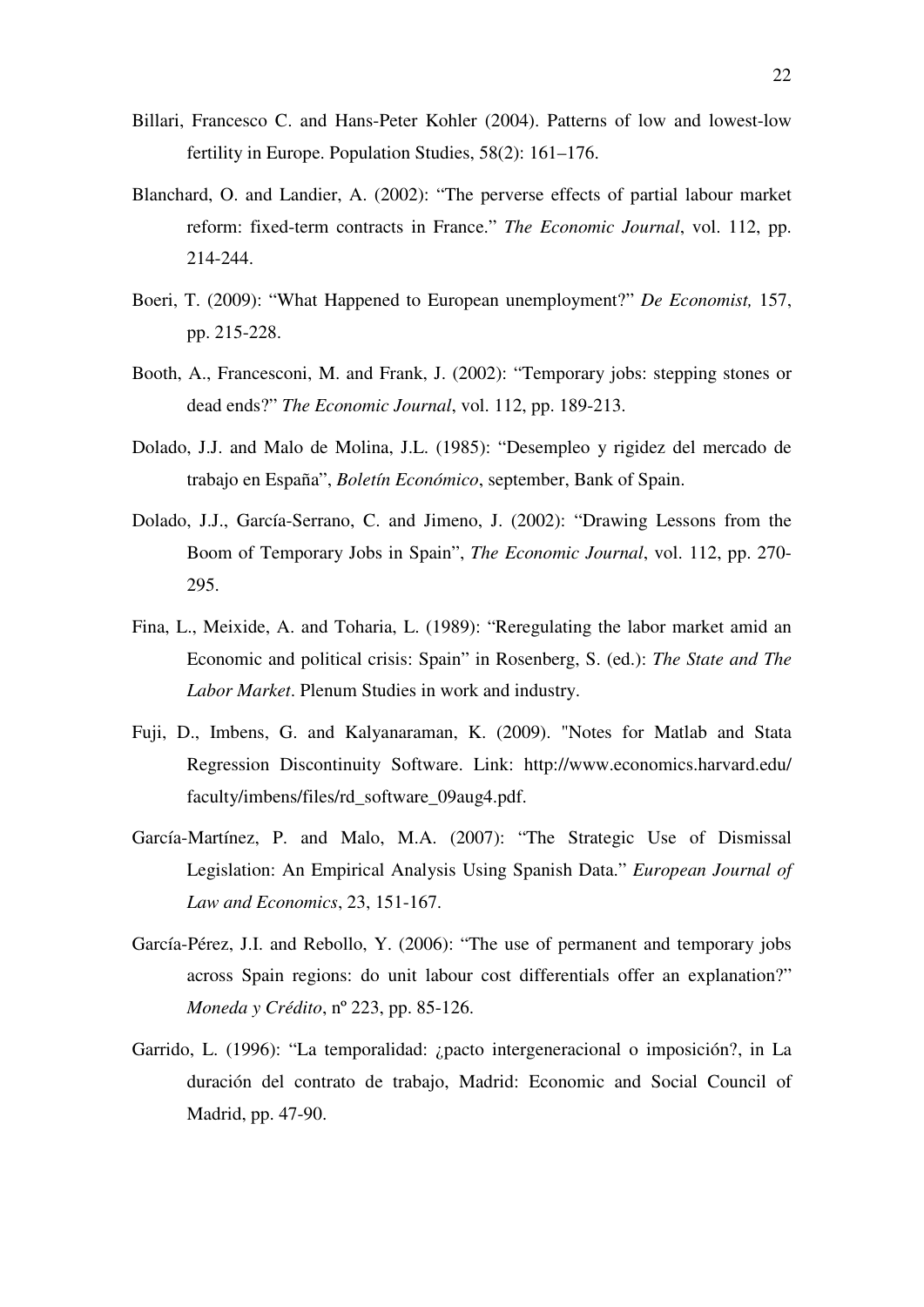Billari, Francesco C. and Hans-Peter Kohler (2004). Patterns of low and lowest-low fertility in Europe. Population Studies, 58(2): 161–176.

Blanchard, O. and Landier, A. (2002): "The perverse effects of partial labour market reform: fixed-term contracts in France." *The Economic Journal*, vol. 112, pp. 214-244.

Boeri, T. (2009): "What Happened to European unemployment?" *De Economist,* 157, pp. 215-228.

Booth, A., Francesconi, M. and Frank, J. (2002): "Temporary jobs: stepping stones or dead ends?" *The Economic Journal*, vol. 112, pp. 189-213.

Dolado, J.J. and Malo de Molina, J.L. (1985): "Desempleo y rigidez del mercado de trabajo en España", *Boletín Económico*, september, Bank of Spain.

Dolado, J.J., García-Serrano, C. and Jimeno, J. (2002): "Drawing Lessons from the Boom of Temporary Jobs in Spain", *The Economic Journal*, vol. 112, pp. 270-295.

Fina, L., Meixide, A. and Toharia, L. (1989): "Reregulating the labor market amid an Economic and political crisis: Spain" in Rosenberg, S. (ed.): *The State and The Labor Market*. Plenum Studies in work and industry.

Fuji, D., Imbens, G. and Kalyanaraman, K. (2009). "Notes for Matlab and Stata Regression Discontinuity Software. Link: http://www.economics.harvard.edu/faculty/imbens/files/rd_software_09aug4.pdf.

García-Martínez, P. and Malo, M.A. (2007): "The Strategic Use of Dismissal Legislation: An Empirical Analysis Using Spanish Data." *European Journal of Law and Economics*, 23, 151-167.

García-Pérez, J.I. and Rebollo, Y. (2006): "The use of permanent and temporary jobs across Spain regions: do unit labour cost differentials offer an explanation?" *Moneda y Crédito*, nº 223, pp. 85-126.

Garrido, L. (1996): "La temporalidad: ¿pacto intergeneracional o imposición?, in La duración del contrato de trabajo, Madrid: Economic and Social Council of Madrid, pp. 47-90.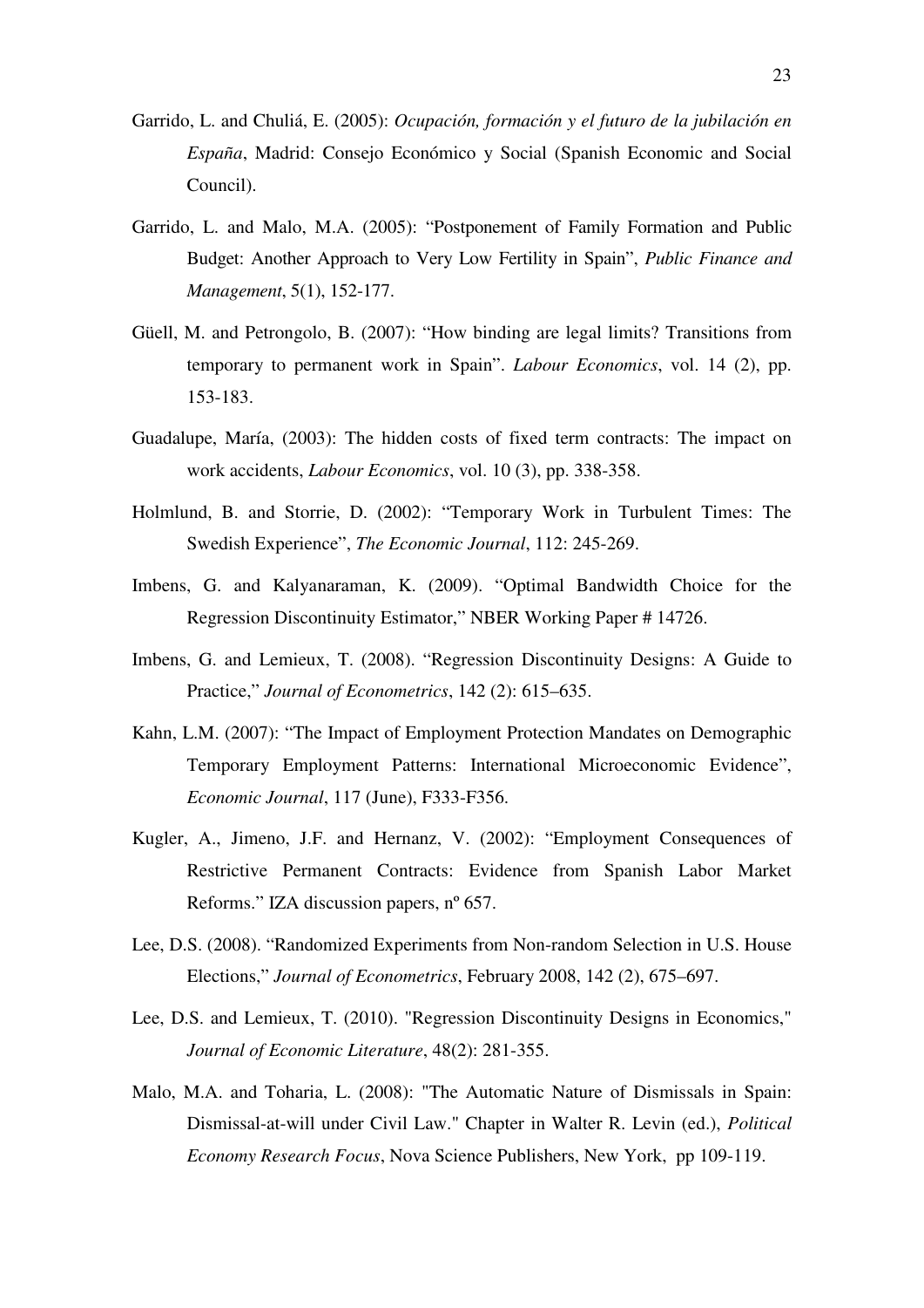Garrido, L. and Chuliá, E. (2005): *Ocupación, formación y el futuro de la jubilación en España*, Madrid: Consejo Económico y Social (Spanish Economic and Social Council).

Garrido, L. and Malo, M.A. (2005): "Postponement of Family Formation and Public Budget: Another Approach to Very Low Fertility in Spain", *Public Finance and Management*, 5(1), 152-177.

Güell, M. and Petrongolo, B. (2007): "How binding are legal limits? Transitions from temporary to permanent work in Spain". *Labour Economics*, vol. 14 (2), pp. 153-183.

Guadalupe, María, (2003): The hidden costs of fixed term contracts: The impact on work accidents, *Labour Economics*, vol. 10 (3), pp. 338-358.

Holmlund, B. and Storrie, D. (2002): "Temporary Work in Turbulent Times: The Swedish Experience", *The Economic Journal*, 112: 245-269.

Imbens, G. and Kalyanaraman, K. (2009). "Optimal Bandwidth Choice for the Regression Discontinuity Estimator," NBER Working Paper # 14726.

Imbens, G. and Lemieux, T. (2008). "Regression Discontinuity Designs: A Guide to Practice," *Journal of Econometrics*, 142 (2): 615–635.

Kahn, L.M. (2007): "The Impact of Employment Protection Mandates on Demographic Temporary Employment Patterns: International Microeconomic Evidence", *Economic Journal*, 117 (June), F333-F356.

Kugler, A., Jimeno, J.F. and Hernanz, V. (2002): "Employment Consequences of Restrictive Permanent Contracts: Evidence from Spanish Labor Market Reforms." IZA discussion papers, nº 657.

Lee, D.S. (2008). "Randomized Experiments from Non-random Selection in U.S. House Elections," *Journal of Econometrics*, February 2008, 142 (2), 675–697.

Lee, D.S. and Lemieux, T. (2010). "Regression Discontinuity Designs in Economics," *Journal of Economic Literature*, 48(2): 281-355.

Malo, M.A. and Toharia, L. (2008): "The Automatic Nature of Dismissals in Spain: Dismissal-at-will under Civil Law." Chapter in Walter R. Levin (ed.), *Political Economy Research Focus*, Nova Science Publishers, New York, pp 109-119.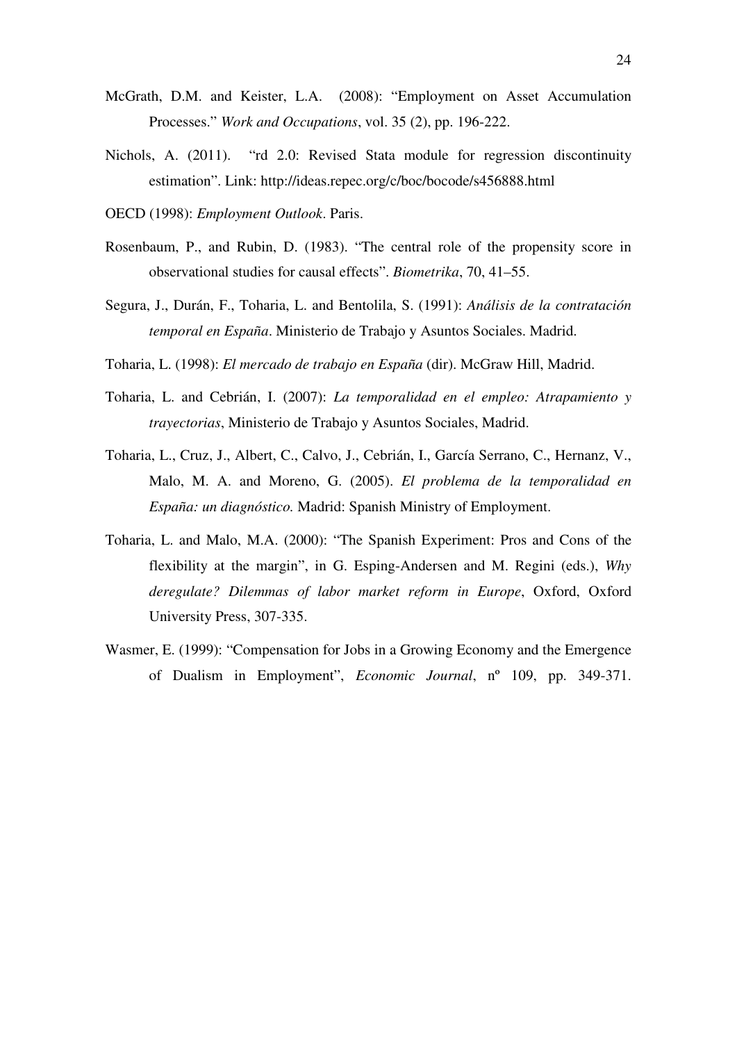McGrath, D.M. and Keister, L.A. (2008): "Employment on Asset Accumulation Processes." *Work and Occupations*, vol. 35 (2), pp. 196-222.

Nichols, A. (2011). "rd 2.0: Revised Stata module for regression discontinuity estimation". Link: http://ideas.repec.org/c/boc/bocode/s456888.html

OECD (1998): *Employment Outlook*. Paris.

Rosenbaum, P., and Rubin, D. (1983). "The central role of the propensity score in observational studies for causal effects". *Biometrika*, 70, 41–55.

Segura, J., Durán, F., Toharia, L. and Bentolila, S. (1991): *Análisis de la contratación temporal en España*. Ministerio de Trabajo y Asuntos Sociales. Madrid.

Toharia, L. (1998): *El mercado de trabajo en España* (dir). McGraw Hill, Madrid.

Toharia, L. and Cebrián, I. (2007): *La temporalidad en el empleo: Atrapamiento y trayectorias*, Ministerio de Trabajo y Asuntos Sociales, Madrid.

Toharia, L., Cruz, J., Albert, C., Calvo, J., Cebrián, I., García Serrano, C., Hernanz, V., Malo, M. A. and Moreno, G. (2005). *El problema de la temporalidad en España: un diagnóstico.* Madrid: Spanish Ministry of Employment.

Toharia, L. and Malo, M.A. (2000): "The Spanish Experiment: Pros and Cons of the flexibility at the margin", in G. Esping-Andersen and M. Regini (eds.), *Why deregulate? Dilemmas of labor market reform in Europe*, Oxford, Oxford University Press, 307-335.

Wasmer, E. (1999): "Compensation for Jobs in a Growing Economy and the Emergence of Dualism in Employment", *Economic Journal*, nº 109, pp. 349-371.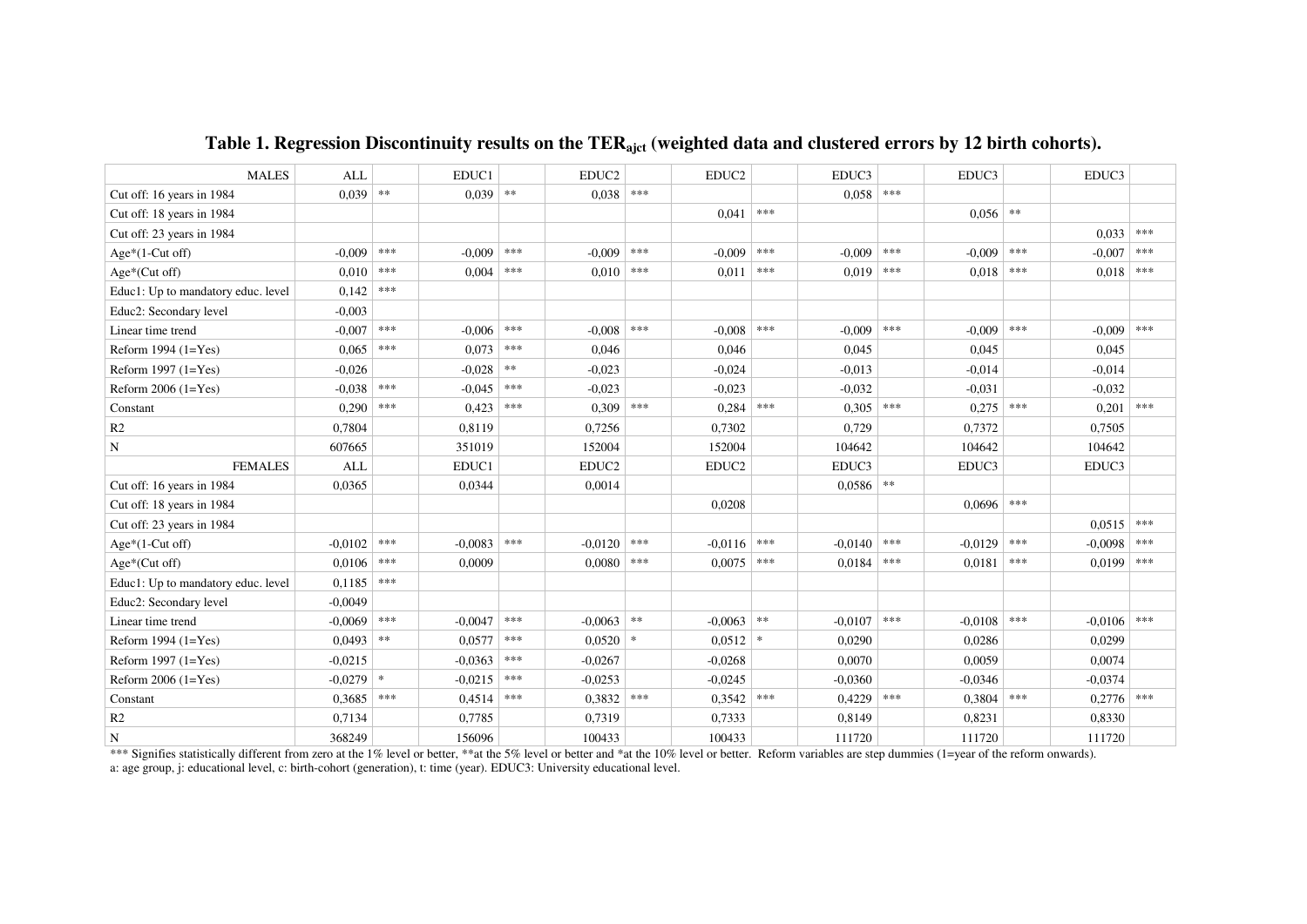**Table 1. Regression Discontinuity results on the $TER_{ajct}$ (weighted data and clustered errors by 12 birth cohorts).**

| MALES | ALL | | EDUC1 | | EDUC2 | | EDUC2 | | EDUC3 | | EDUC3 | | EDUC3 | |
|---|---|---|---|---|---|---|---|---|---|---|---|---|---|---|
| Cut off: 16 years in 1984 | 0,039 | ** | 0,039 | ** | 0,038 | *** | | | 0,058 | *** | | | | |
| Cut off: 18 years in 1984 | | | | | | | 0,041 | *** | | | 0,056 | ** | | |
| Cut off: 23 years in 1984 | | | | | | | | | | | | | 0,033 | *** |
| Age*(1-Cut off) | -0,009 | *** | -0,009 | *** | -0,009 | *** | -0,009 | *** | -0,009 | *** | -0,009 | *** | -0,007 | *** |
| Age*(Cut off) | 0,010 | *** | 0,004 | *** | 0,010 | *** | 0,011 | *** | 0,019 | *** | 0,018 | *** | 0,018 | *** |
| Educ1: Up to mandatory educ. level | 0,142 | *** | | | | | | | | | | | | |
| Educ2: Secondary level | -0,003 | | | | | | | | | | | | | |
| Linear time trend | -0,007 | *** | -0,006 | *** | -0,008 | *** | -0,008 | *** | -0,009 | *** | -0,009 | *** | -0,009 | *** |
| Reform 1994 (1=Yes) | 0,065 | *** | 0,073 | *** | 0,046 | | 0,046 | | 0,045 | | 0,045 | | 0,045 | |
| Reform 1997 (1=Yes) | -0,026 | | -0,028 | ** | -0,023 | | -0,024 | | -0,013 | | -0,014 | | -0,014 | |
| Reform 2006 (1=Yes) | -0,038 | *** | -0,045 | *** | -0,023 | | -0,023 | | -0,032 | | -0,031 | | -0,032 | |
| Constant | 0,290 | *** | 0,423 | *** | 0,309 | *** | 0,284 | *** | 0,305 | *** | 0,275 | *** | 0,201 | *** |
| R2 | 0,7804 | | 0,8119 | | 0,7256 | | 0,7302 | | 0,729 | | 0,7372 | | 0,7505 | |
| N | 607665 | | 351019 | | 152004 | | 152004 | | 104642 | | 104642 | | 104642 | |
| FEMALES | ALL | | EDUC1 | | EDUC2 | | EDUC2 | | EDUC3 | | EDUC3 | | EDUC3 | |
| Cut off: 16 years in 1984 | 0,0365 | | 0,0344 | | 0,0014 | | | | 0,0586 | ** | | | | |
| Cut off: 18 years in 1984 | | | | | | | 0,0208 | | | | 0,0696 | *** | | |
| Cut off: 23 years in 1984 | | | | | | | | | | | | | 0,0515 | *** |
| Age*(1-Cut off) | -0,0102 | *** | -0,0083 | *** | -0,0120 | *** | -0,0116 | *** | -0,0140 | *** | -0,0129 | *** | -0,0098 | *** |
| Age*(Cut off) | 0,0106 | *** | 0,0009 | | 0,0080 | *** | 0,0075 | *** | 0,0184 | *** | 0,0181 | *** | 0,0199 | *** |
| Educ1: Up to mandatory educ. level | 0,1185 | *** | | | | | | | | | | | | |
| Educ2: Secondary level | -0,0049 | | | | | | | | | | | | | |
| Linear time trend | -0,0069 | *** | -0,0047 | *** | -0,0063 | ** | -0,0063 | ** | -0,0107 | *** | -0,0108 | *** | -0,0106 | *** |
| Reform 1994 (1=Yes) | 0,0493 | ** | 0,0577 | *** | 0,0520 | * | 0,0512 | * | 0,0290 | | 0,0286 | | 0,0299 | |
| Reform 1997 (1=Yes) | -0,0215 | | -0,0363 | *** | -0,0267 | | -0,0268 | | 0,0070 | | 0,0059 | | 0,0074 | |
| Reform 2006 (1=Yes) | -0,0279 | * | -0,0215 | *** | -0,0253 | | -0,0245 | | -0,0360 | | -0,0346 | | -0,0374 | |
| Constant | 0,3685 | *** | 0,4514 | *** | 0,3832 | *** | 0,3542 | *** | 0,4229 | *** | 0,3804 | *** | 0,2776 | *** |
| R2 | 0,7134 | | 0,7785 | | 0,7319 | | 0,7333 | | 0,8149 | | 0,8231 | | 0,8330 | |
| N | 368249 | | 156096 | | 100433 | | 100433 | | 111720 | | 111720 | | 111720 | |

*** Signifies statistically different from zero at the 1% level or better, **at the 5% level or better and *at the 10% level or better. Reform variables are step dummies (1=year of the reform onwards).
a: age group, j: educational level, c: birth-cohort (generation), t: time (year). EDUC3: University educational level.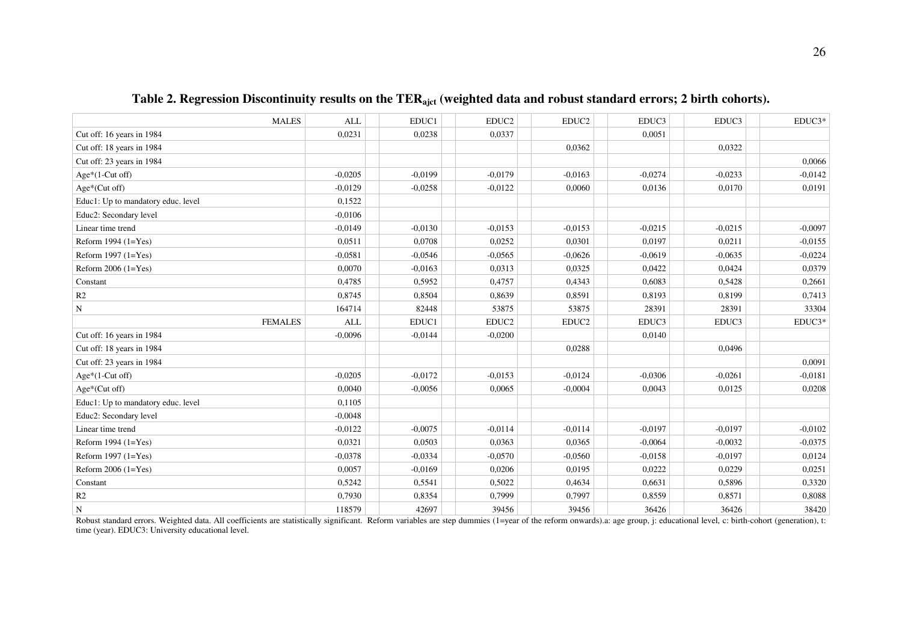**Table 2. Regression Discontinuity results on the $TER_{ajct}$ (weighted data and robust standard errors; 2 birth cohorts).**

| MALES | ALL | EDUC1 | EDUC2 | EDUC2 | EDUC3 | EDUC3 | EDUC3* |
|---|---|---|---|---|---|---|---|
| Cut off: 16 years in 1984 | 0,0231 | 0,0238 | 0,0337 | | 0,0051 | | |
| Cut off: 18 years in 1984 | | | | 0,0362 | | 0,0322 | |
| Cut off: 23 years in 1984 | | | | | | | 0,0066 |
| Age*(1-Cut off) | -0,0205 | -0,0199 | -0,0179 | -0,0163 | -0,0274 | -0,0233 | -0,0142 |
| Age*(Cut off) | -0,0129 | -0,0258 | -0,0122 | 0,0060 | 0,0136 | 0,0170 | 0,0191 |
| Educ1: Up to mandatory educ. level | 0,1522 | | | | | | |
| Educ2: Secondary level | -0,0106 | | | | | | |
| Linear time trend | -0,0149 | -0,0130 | -0,0153 | -0,0153 | -0,0215 | -0,0215 | -0,0097 |
| Reform 1994 (1=Yes) | 0,0511 | 0,0708 | 0,0252 | 0,0301 | 0,0197 | 0,0211 | -0,0155 |
| Reform 1997 (1=Yes) | -0,0581 | -0,0546 | -0,0565 | -0,0626 | -0,0619 | -0,0635 | -0,0224 |
| Reform 2006 (1=Yes) | 0,0070 | -0,0163 | 0,0313 | 0,0325 | 0,0422 | 0,0424 | 0,0379 |
| Constant | 0,4785 | 0,5952 | 0,4757 | 0,4343 | 0,6083 | 0,5428 | 0,2661 |
| R2 | 0,8745 | 0,8504 | 0,8639 | 0,8591 | 0,8193 | 0,8199 | 0,7413 |
| N | 164714 | 82448 | 53875 | 53875 | 28391 | 28391 | 33304 |
| **FEMALES** | **ALL** | **EDUC1** | **EDUC2** | **EDUC2** | **EDUC3** | **EDUC3** | **EDUC3*** |
| Cut off: 16 years in 1984 | -0,0096 | -0,0144 | -0,0200 | | 0,0140 | | |
| Cut off: 18 years in 1984 | | | | 0,0288 | | 0,0496 | |
| Cut off: 23 years in 1984 | | | | | | | 0,0091 |
| Age*(1-Cut off) | -0,0205 | -0,0172 | -0,0153 | -0,0124 | -0,0306 | -0,0261 | -0,0181 |
| Age*(Cut off) | 0,0040 | -0,0056 | 0,0065 | -0,0004 | 0,0043 | 0,0125 | 0,0208 |
| Educ1: Up to mandatory educ. level | 0,1105 | | | | | | |
| Educ2: Secondary level | -0,0048 | | | | | | |
| Linear time trend | -0,0122 | -0,0075 | -0,0114 | -0,0114 | -0,0197 | -0,0197 | -0,0102 |
| Reform 1994 (1=Yes) | 0,0321 | 0,0503 | 0,0363 | 0,0365 | -0,0064 | -0,0032 | -0,0375 |
| Reform 1997 (1=Yes) | -0,0378 | -0,0334 | -0,0570 | -0,0560 | -0,0158 | -0,0197 | 0,0124 |
| Reform 2006 (1=Yes) | 0,0057 | -0,0169 | 0,0206 | 0,0195 | 0,0222 | 0,0229 | 0,0251 |
| Constant | 0,5242 | 0,5541 | 0,5022 | 0,4634 | 0,6631 | 0,5896 | 0,3320 |
| R2 | 0,7930 | 0,8354 | 0,7999 | 0,7997 | 0,8559 | 0,8571 | 0,8088 |
| N | 118579 | 42697 | 39456 | 39456 | 36426 | 36426 | 38420 |

Robust standard errors. Weighted data. All coefficients are statistically significant. Reform variables are step dummies (1=year of the reform onwards).a: age group, j: educational level, c: birth-cohort (generation), t: time (year). EDUC3: University educational level.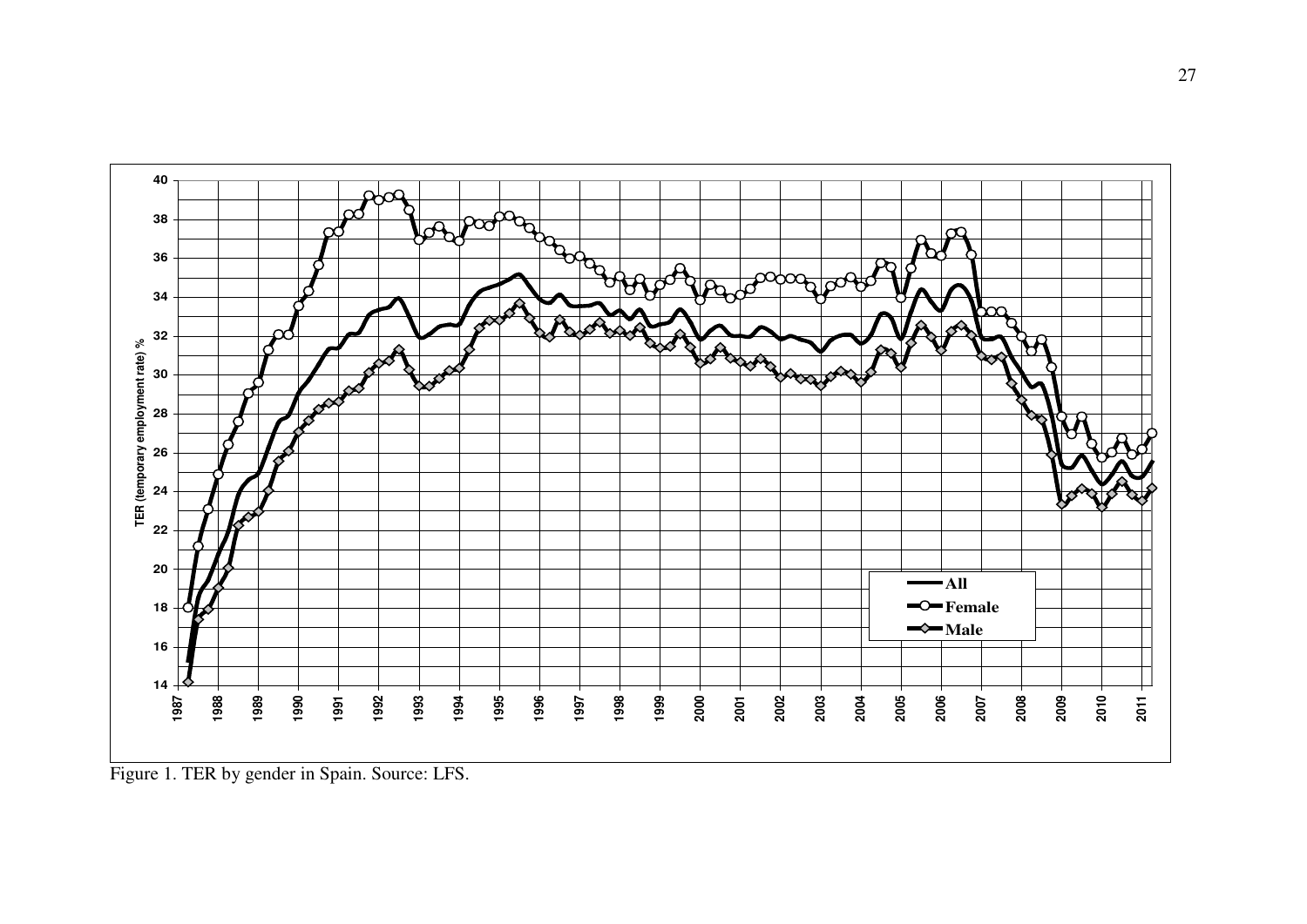Figure 1. TER by gender in Spain. Source: LFS.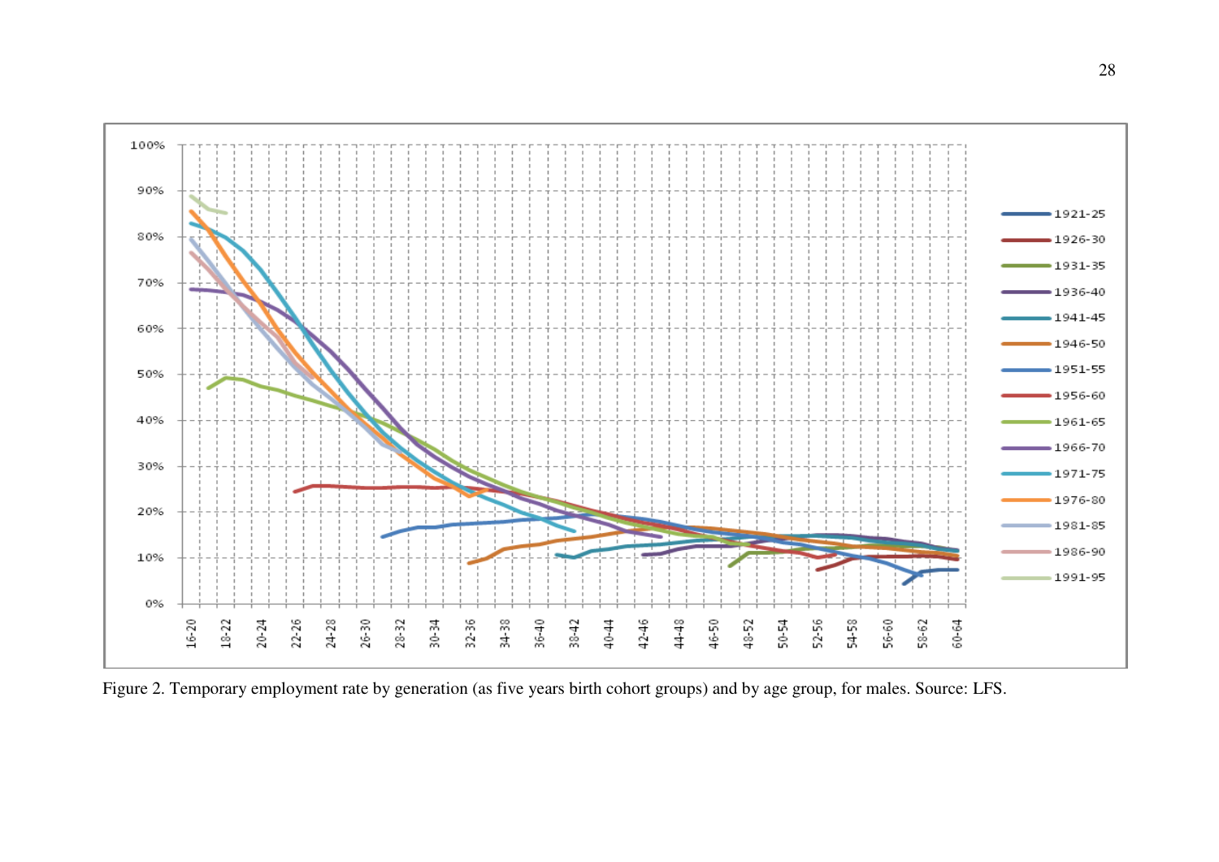Figure 2. Temporary employment rate by generation (as five years birth cohort groups) and by age group, for males. Source: LFS.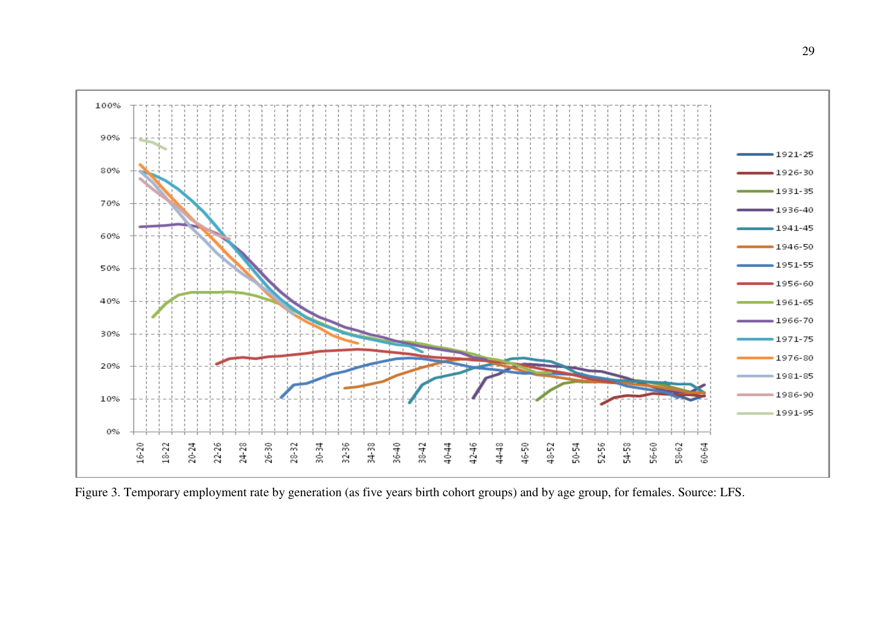Figure 3. Temporary employment rate by generation (as five years birth cohort groups) and by age group, for females. Source: LFS.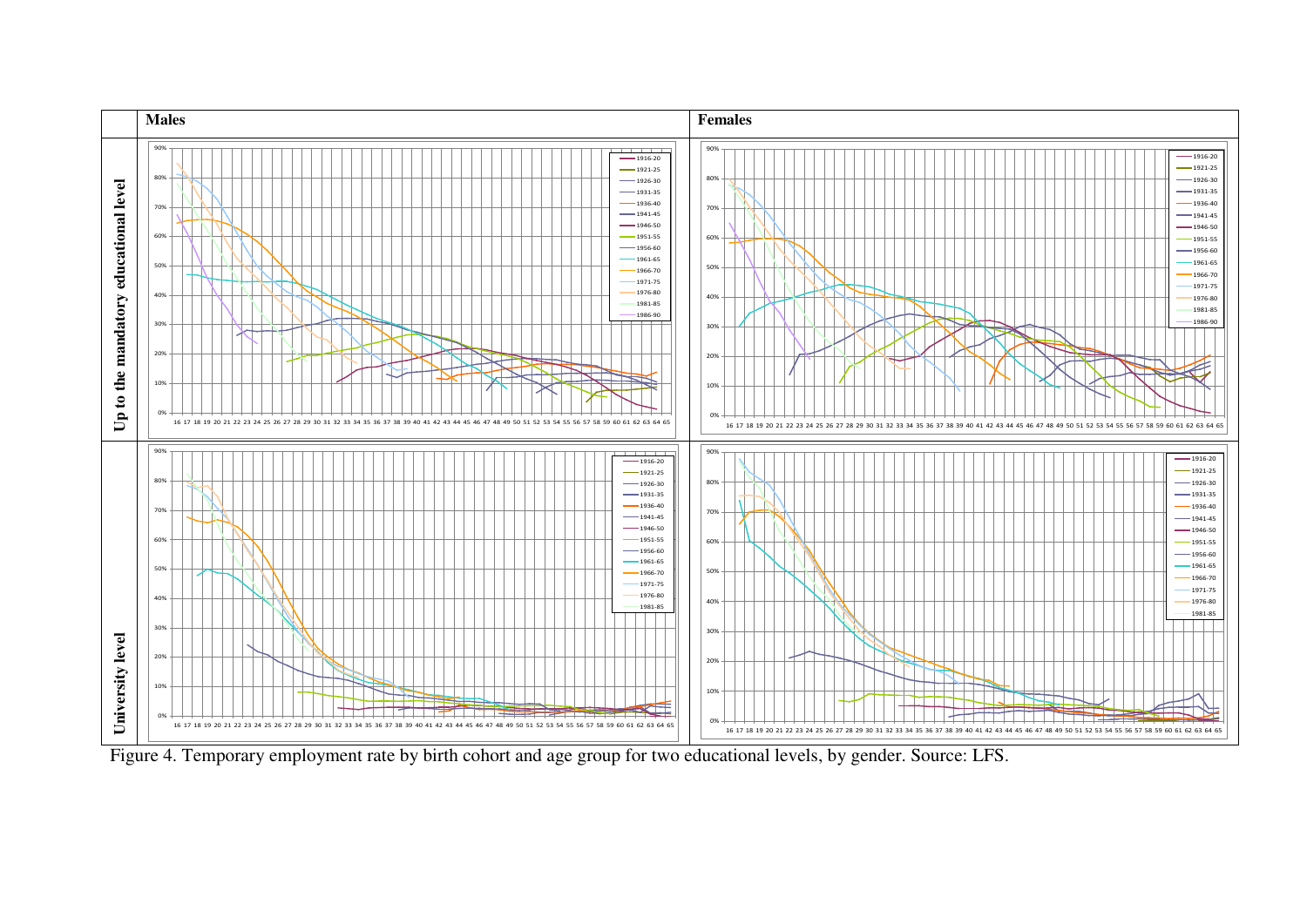Figure 4. Temporary employment rate by birth cohort and age group for two educational levels, by gender. Source: LFS.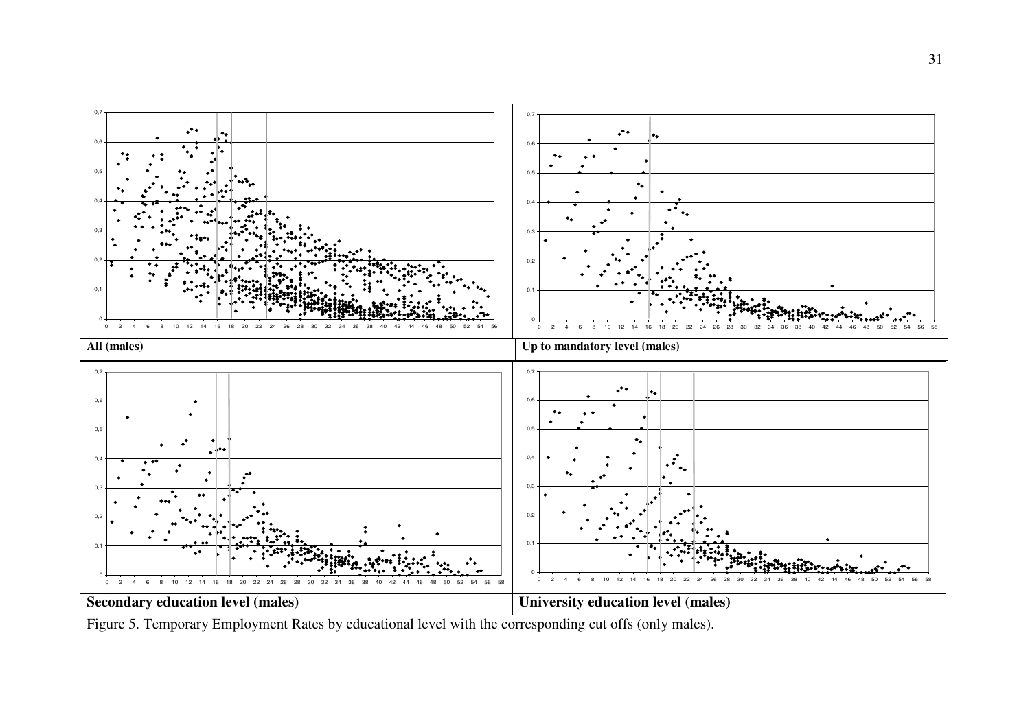All (males)

Up to mandatory level (males)

Secondary education level (males)

University education level (males)

Figure 5. Temporary Employment Rates by educational level with the corresponding cut offs (only males).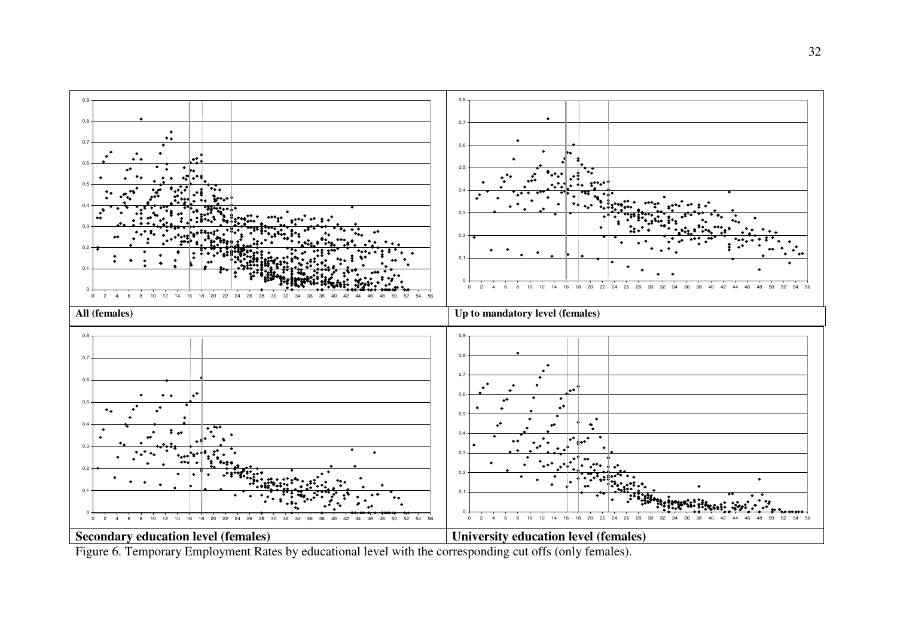All (females)

Up to mandatory level (females)

Secondary education level (females)

University education level (females)

Figure 6. Temporary Employment Rates by educational level with the corresponding cut offs (only females).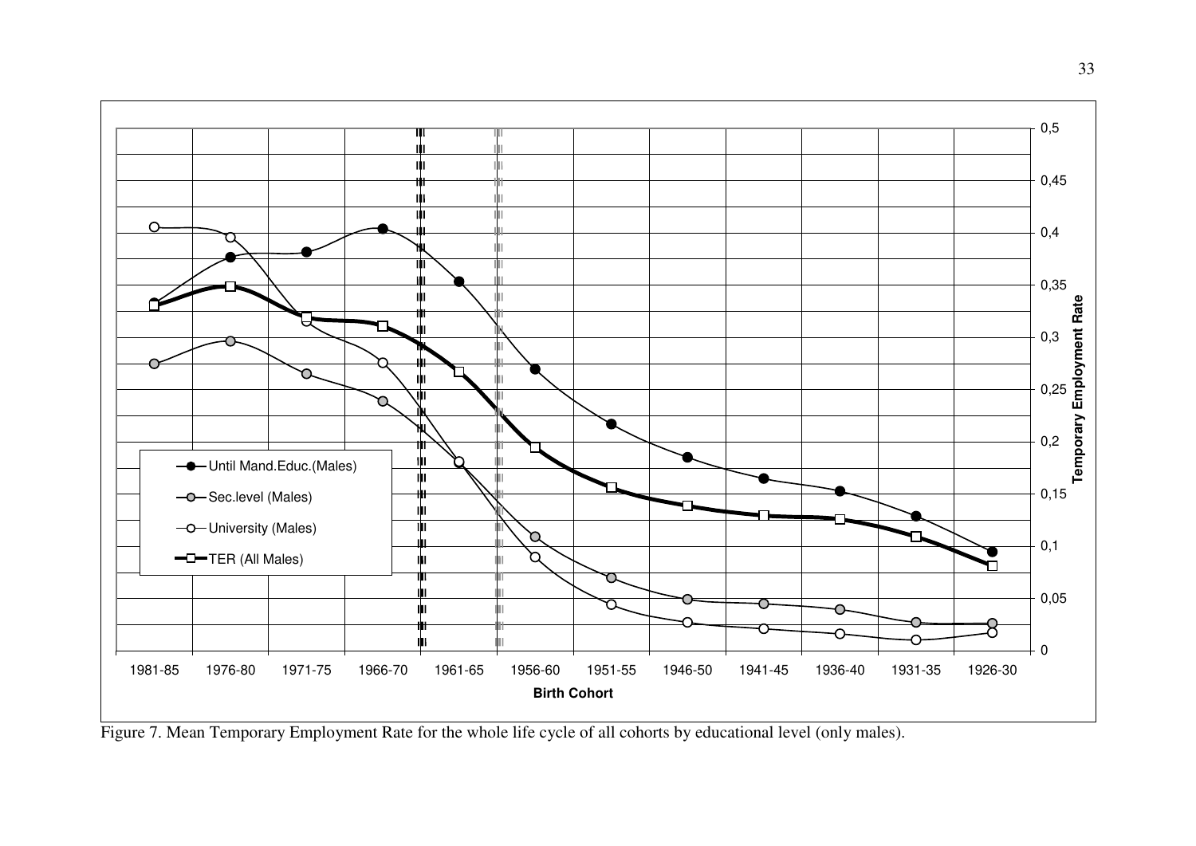Figure 7. Mean Temporary Employment Rate for the whole life cycle of all cohorts by educational level (only males).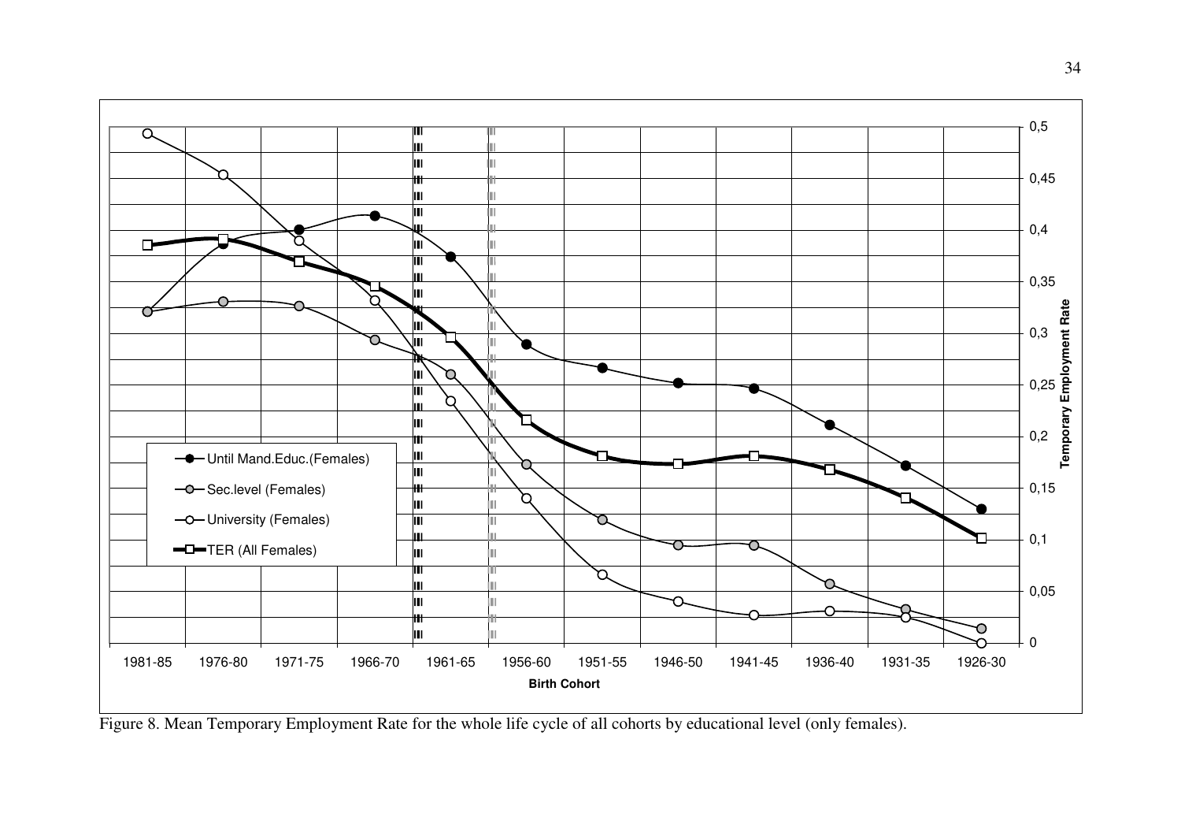0,5
0,45
0,4
0,35
0,3
0,25
0,2
0,15
0,1
0,05
0

Temporary Employment Rate

1981-85 1976-80 1971-75 1966-70 1961-65 1956-60 1951-55 1946-50 1941-45 1936-40 1931-35 1926-30

Birth Cohort

Until Mand.Educ.(Females)

Sec.level (Females)

University (Females)

TER (All Females)

Figure 8. Mean Temporary Employment Rate for the whole life cycle of all cohorts by educational level (only females).